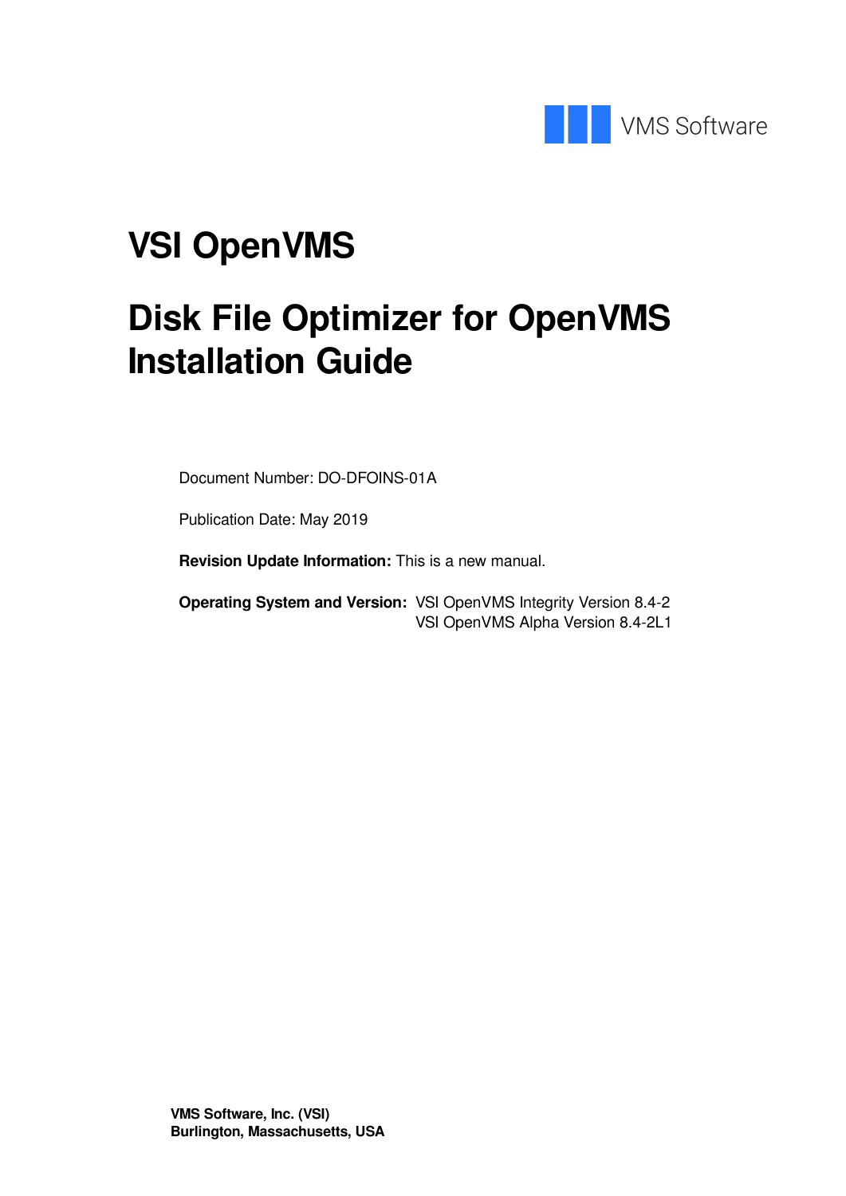VMS Software

# VSI OpenVMS

# Disk File Optimizer for OpenVMS Installation Guide

Document Number: DO-DFOINS-01A

Publication Date: May 2019

**Revision Update Information:** This is a new manual.

**Operating System and Version:** VSI OpenVMS Integrity Version 8.4-2
VSI OpenVMS Alpha Version 8.4-2L1

**VMS Software, Inc. (VSI)**
**Burlington, Massachusetts, USA**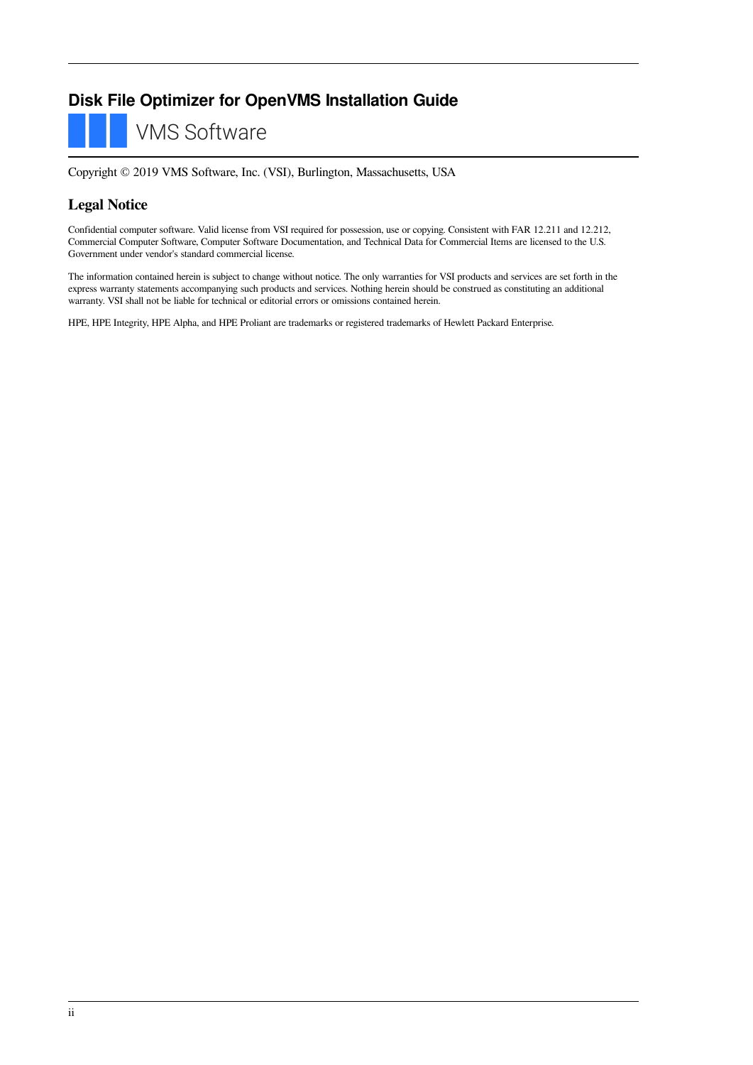# Disk File Optimizer for OpenVMS Installation Guide

VMS Software

Copyright © 2019 VMS Software, Inc. (VSI), Burlington, Massachusetts, USA

## Legal Notice

Confidential computer software. Valid license from VSI required for possession, use or copying. Consistent with FAR 12.211 and 12.212, Commercial Computer Software, Computer Software Documentation, and Technical Data for Commercial Items are licensed to the U.S. Government under vendor's standard commercial license.

The information contained herein is subject to change without notice. The only warranties for VSI products and services are set forth in the express warranty statements accompanying such products and services. Nothing herein should be construed as constituting an additional warranty. VSI shall not be liable for technical or editorial errors or omissions contained herein.

HPE, HPE Integrity, HPE Alpha, and HPE Proliant are trademarks or registered trademarks of Hewlett Packard Enterprise.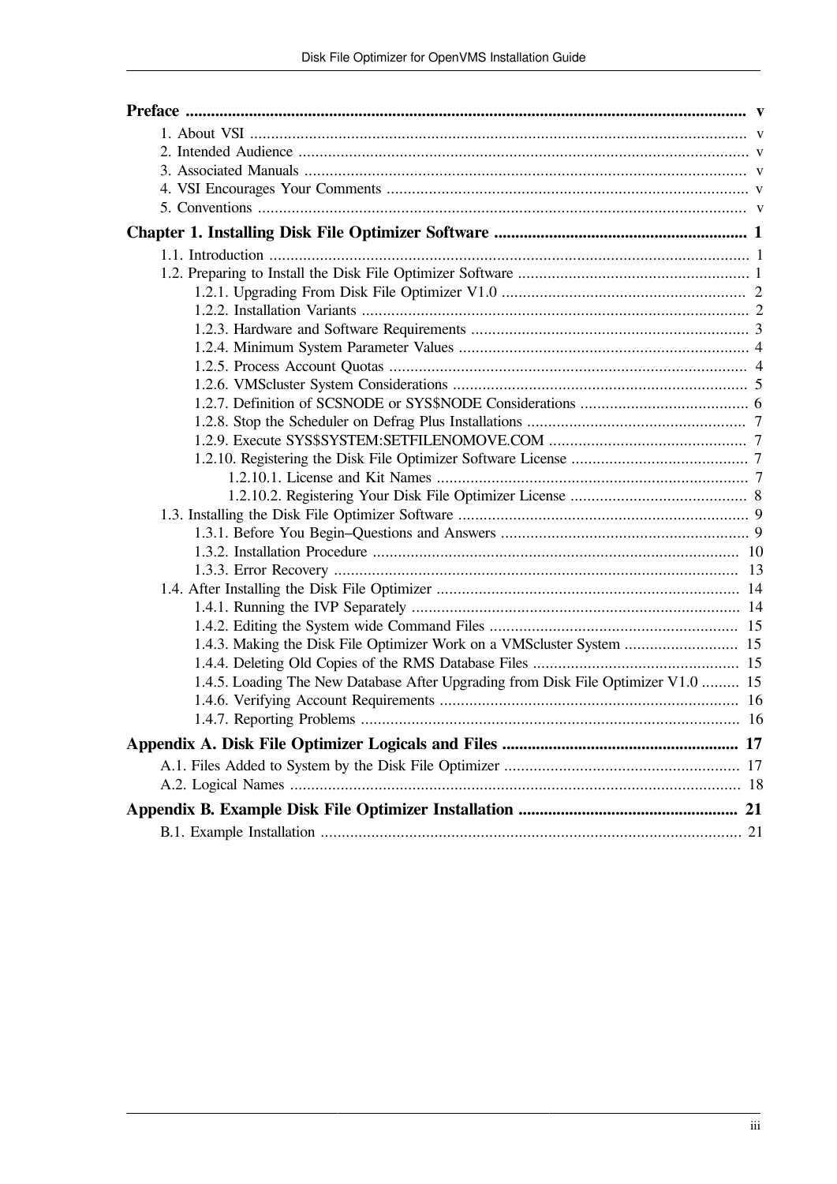**Preface** ........ v

- 1. About VSI ........ v
- 2. Intended Audience ........ v
- 3. Associated Manuals ........ v
- 4. VSI Encourages Your Comments ........ v
- 5. Conventions ........ v

**Chapter 1. Installing Disk File Optimizer Software** ........ 1

- 1.1. Introduction ........ 1
- 1.2. Preparing to Install the Disk File Optimizer Software ........ 1
  - 1.2.1. Upgrading From Disk File Optimizer V1.0 ........ 2
  - 1.2.2. Installation Variants ........ 2
  - 1.2.3. Hardware and Software Requirements ........ 3
  - 1.2.4. Minimum System Parameter Values ........ 4
  - 1.2.5. Process Account Quotas ........ 4
  - 1.2.6. VMScluster System Considerations ........ 5
  - 1.2.7. Definition of SCSNODE or SYS$NODE Considerations ........ 6
  - 1.2.8. Stop the Scheduler on Defrag Plus Installations ........ 7
  - 1.2.9. Execute SYS$SYSTEM:SETFILENOMOVE.COM ........ 7
  - 1.2.10. Registering the Disk File Optimizer Software License ........ 7
    - 1.2.10.1. License and Kit Names ........ 7
    - 1.2.10.2. Registering Your Disk File Optimizer License ........ 8
- 1.3. Installing the Disk File Optimizer Software ........ 9
  - 1.3.1. Before You Begin–Questions and Answers ........ 9
  - 1.3.2. Installation Procedure ........ 10
  - 1.3.3. Error Recovery ........ 13
- 1.4. After Installing the Disk File Optimizer ........ 14
  - 1.4.1. Running the IVP Separately ........ 14
  - 1.4.2. Editing the System wide Command Files ........ 15
  - 1.4.3. Making the Disk File Optimizer Work on a VMScluster System ........ 15
  - 1.4.4. Deleting Old Copies of the RMS Database Files ........ 15
  - 1.4.5. Loading The New Database After Upgrading from Disk File Optimizer V1.0 ........ 15
  - 1.4.6. Verifying Account Requirements ........ 16
  - 1.4.7. Reporting Problems ........ 16

**Appendix A. Disk File Optimizer Logicals and Files** ........ 17

- A.1. Files Added to System by the Disk File Optimizer ........ 17
- A.2. Logical Names ........ 18

**Appendix B. Example Disk File Optimizer Installation** ........ 21

- B.1. Example Installation ........ 21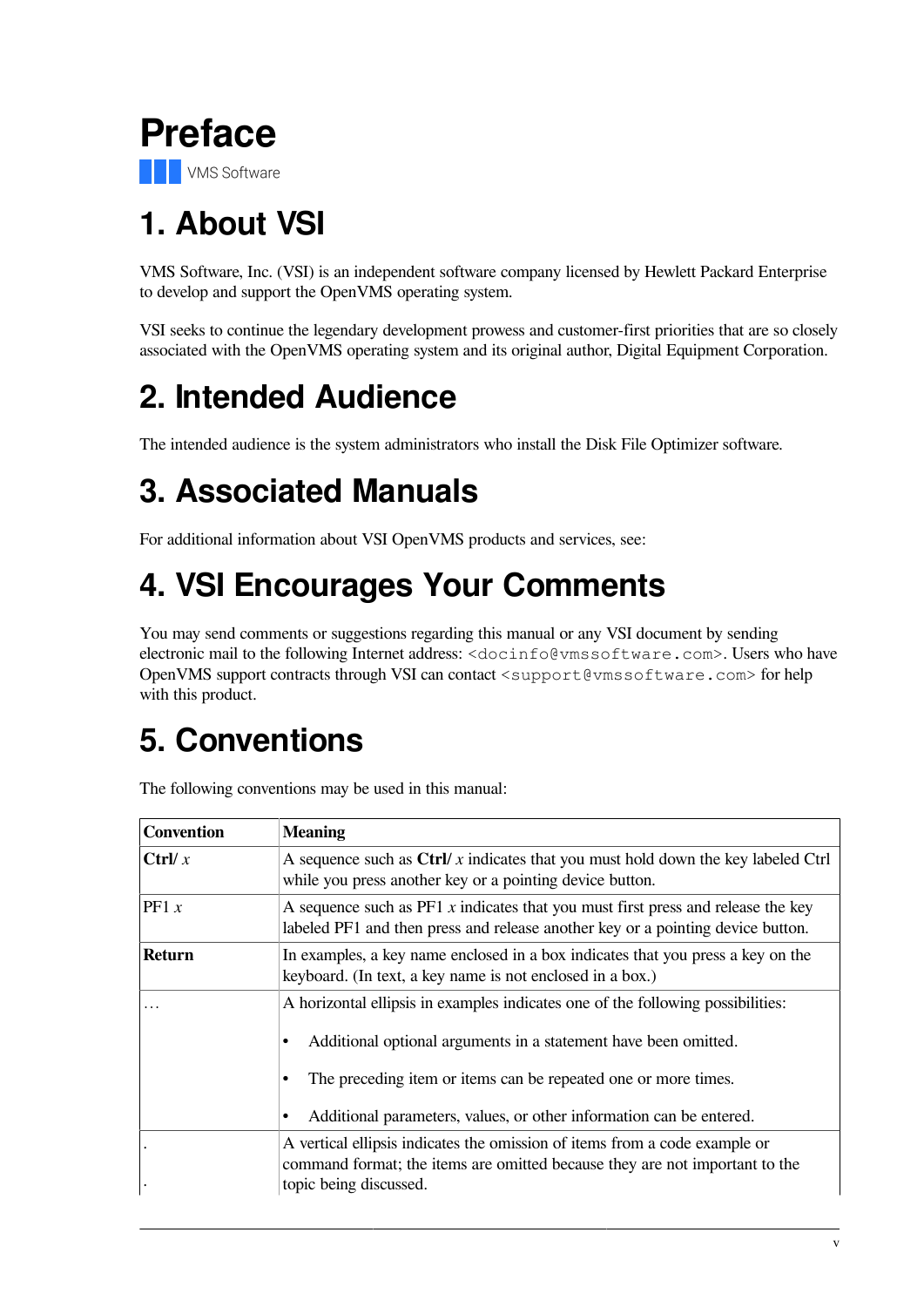# Preface

VMS Software

## 1. About VSI

VMS Software, Inc. (VSI) is an independent software company licensed by Hewlett Packard Enterprise to develop and support the OpenVMS operating system.

VSI seeks to continue the legendary development prowess and customer-first priorities that are so closely associated with the OpenVMS operating system and its original author, Digital Equipment Corporation.

## 2. Intended Audience

The intended audience is the system administrators who install the Disk File Optimizer software.

## 3. Associated Manuals

For additional information about VSI OpenVMS products and services, see:

## 4. VSI Encourages Your Comments

You may send comments or suggestions regarding this manual or any VSI document by sending electronic mail to the following Internet address: `<docinfo@vmssoftware.com>`. Users who have OpenVMS support contracts through VSI can contact `<support@vmssoftware.com>` for help with this product.

## 5. Conventions

The following conventions may be used in this manual:

| Convention | Meaning |
|---|---|
| **Ctrl/** *x* | A sequence such as **Ctrl/** *x* indicates that you must hold down the key labeled Ctrl while you press another key or a pointing device button. |
| PF1 *x* | A sequence such as PF1 *x* indicates that you must first press and release the key labeled PF1 and then press and release another key or a pointing device button. |
| **Return** | In examples, a key name enclosed in a box indicates that you press a key on the keyboard. (In text, a key name is not enclosed in a box.) |
| … | A horizontal ellipsis in examples indicates one of the following possibilities:<br>• Additional optional arguments in a statement have been omitted.<br>• The preceding item or items can be repeated one or more times.<br>• Additional parameters, values, or other information can be entered. |
| .<br>.<br>. | A vertical ellipsis indicates the omission of items from a code example or command format; the items are omitted because they are not important to the topic being discussed. |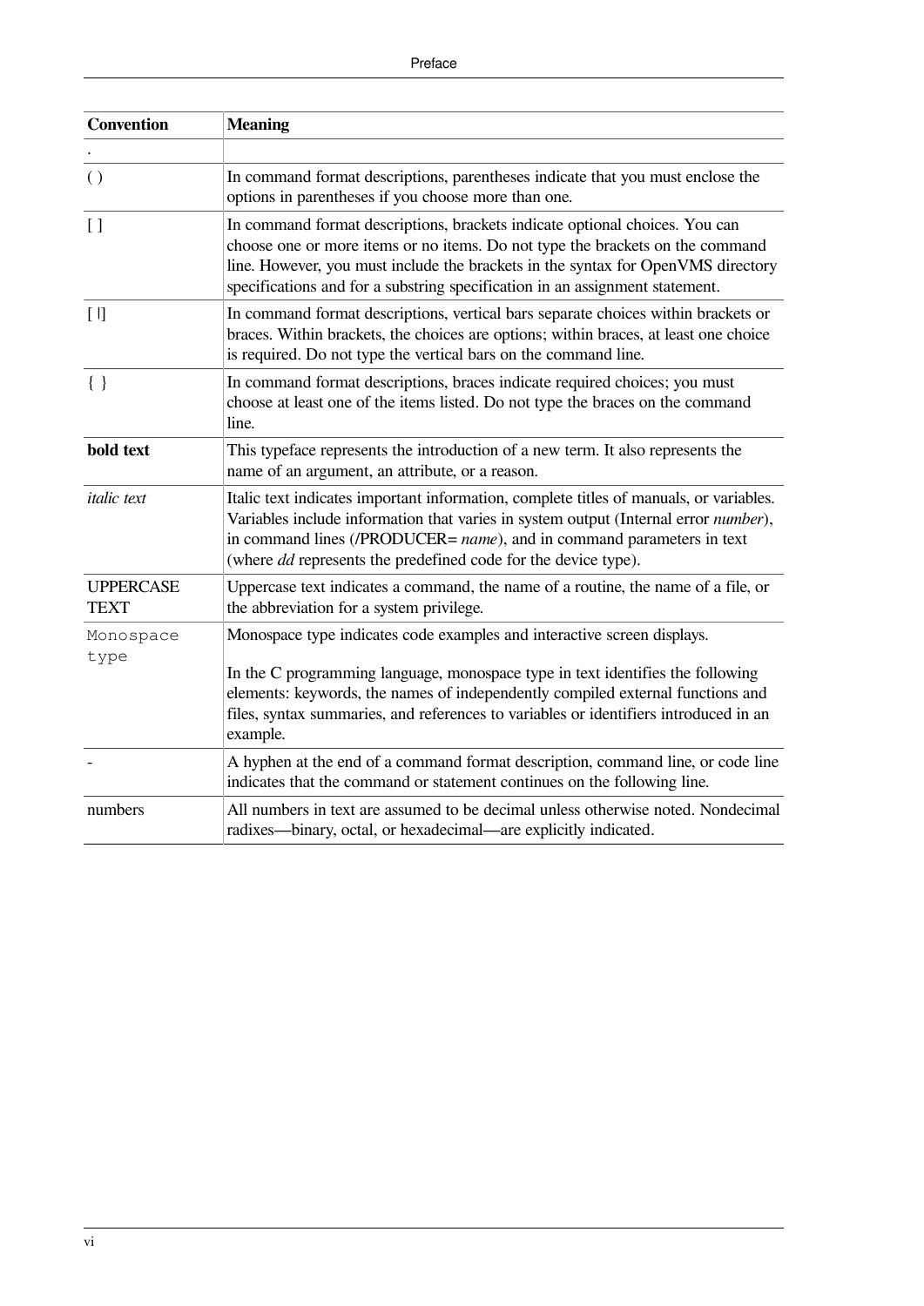| Convention | Meaning |
|---|---|
| . | |
| ( ) | In command format descriptions, parentheses indicate that you must enclose the options in parentheses if you choose more than one. |
| [ ] | In command format descriptions, brackets indicate optional choices. You can choose one or more items or no items. Do not type the brackets on the command line. However, you must include the brackets in the syntax for OpenVMS directory specifications and for a substring specification in an assignment statement. |
| [ \|] | In command format descriptions, vertical bars separate choices within brackets or braces. Within brackets, the choices are options; within braces, at least one choice is required. Do not type the vertical bars on the command line. |
| { } | In command format descriptions, braces indicate required choices; you must choose at least one of the items listed. Do not type the braces on the command line. |
| **bold text** | This typeface represents the introduction of a new term. It also represents the name of an argument, an attribute, or a reason. |
| *italic text* | Italic text indicates important information, complete titles of manuals, or variables. Variables include information that varies in system output (Internal error *number*), in command lines (/PRODUCER= *name*), and in command parameters in text (where *dd* represents the predefined code for the device type). |
| UPPERCASE TEXT | Uppercase text indicates a command, the name of a routine, the name of a file, or the abbreviation for a system privilege. |
| `Monospace type` | Monospace type indicates code examples and interactive screen displays.<br><br>In the C programming language, monospace type in text identifies the following elements: keywords, the names of independently compiled external functions and files, syntax summaries, and references to variables or identifiers introduced in an example. |
| - | A hyphen at the end of a command format description, command line, or code line indicates that the command or statement continues on the following line. |
| numbers | All numbers in text are assumed to be decimal unless otherwise noted. Nondecimal radixes—binary, octal, or hexadecimal—are explicitly indicated. |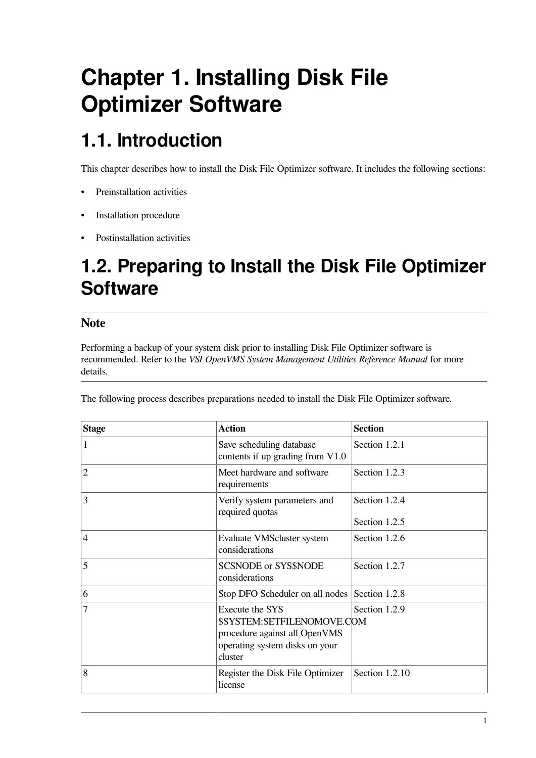# Chapter 1. Installing Disk File Optimizer Software

## 1.1. Introduction

This chapter describes how to install the Disk File Optimizer software. It includes the following sections:

- Preinstallation activities
- Installation procedure
- Postinstallation activities

## 1.2. Preparing to Install the Disk File Optimizer Software

### Note

Performing a backup of your system disk prior to installing Disk File Optimizer software is recommended. Refer to the *VSI OpenVMS System Management Utilities Reference Manual* for more details.

The following process describes preparations needed to install the Disk File Optimizer software.

| Stage | Action | Section |
|---|---|---|
| 1 | Save scheduling database contents if up grading from V1.0 | Section 1.2.1 |
| 2 | Meet hardware and software requirements | Section 1.2.3 |
| 3 | Verify system parameters and required quotas | Section 1.2.4<br><br>Section 1.2.5 |
| 4 | Evaluate VMScluster system considerations | Section 1.2.6 |
| 5 | SCSNODE or SYS$NODE considerations | Section 1.2.7 |
| 6 | Stop DFO Scheduler on all nodes | Section 1.2.8 |
| 7 | Execute the SYS$SYSTEM:SETFILENOMOVE.COM procedure against all OpenVMS operating system disks on your cluster | Section 1.2.9 |
| 8 | Register the Disk File Optimizer license | Section 1.2.10 |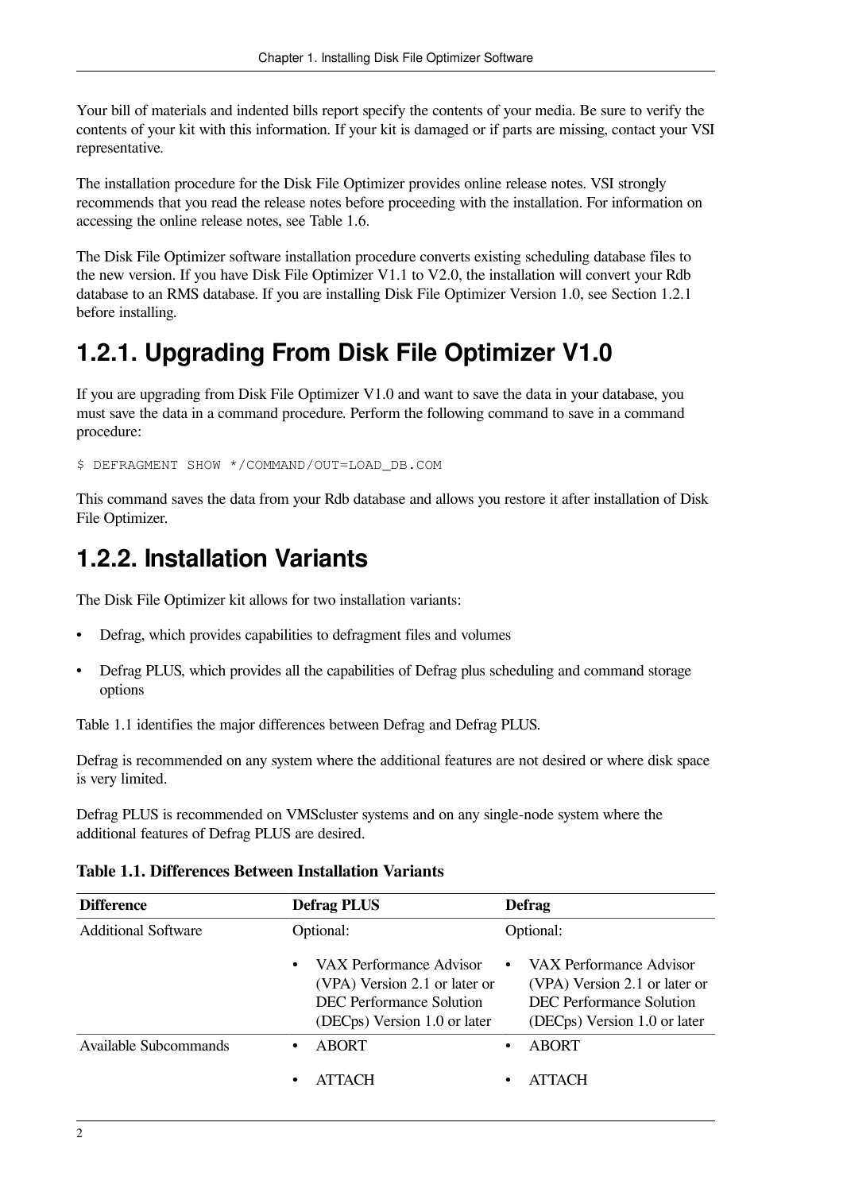Your bill of materials and indented bills report specify the contents of your media. Be sure to verify the contents of your kit with this information. If your kit is damaged or if parts are missing, contact your VSI representative.

The installation procedure for the Disk File Optimizer provides online release notes. VSI strongly recommends that you read the release notes before proceeding with the installation. For information on accessing the online release notes, see Table 1.6.

The Disk File Optimizer software installation procedure converts existing scheduling database files to the new version. If you have Disk File Optimizer V1.1 to V2.0, the installation will convert your Rdb database to an RMS database. If you are installing Disk File Optimizer Version 1.0, see Section 1.2.1 before installing.

## 1.2.1. Upgrading From Disk File Optimizer V1.0

If you are upgrading from Disk File Optimizer V1.0 and want to save the data in your database, you must save the data in a command procedure. Perform the following command to save in a command procedure:

```
$ DEFRAGMENT SHOW */COMMAND/OUT=LOAD_DB.COM
```

This command saves the data from your Rdb database and allows you restore it after installation of Disk File Optimizer.

## 1.2.2. Installation Variants

The Disk File Optimizer kit allows for two installation variants:

- Defrag, which provides capabilities to defragment files and volumes
- Defrag PLUS, which provides all the capabilities of Defrag plus scheduling and command storage options

Table 1.1 identifies the major differences between Defrag and Defrag PLUS.

Defrag is recommended on any system where the additional features are not desired or where disk space is very limited.

Defrag PLUS is recommended on VMScluster systems and on any single-node system where the additional features of Defrag PLUS are desired.

**Table 1.1. Differences Between Installation Variants**

| Difference | Defrag PLUS | Defrag |
|---|---|---|
| Additional Software | Optional:<br>• VAX Performance Advisor (VPA) Version 2.1 or later or DEC Performance Solution (DECps) Version 1.0 or later | Optional:<br>• VAX Performance Advisor (VPA) Version 2.1 or later or DEC Performance Solution (DECps) Version 1.0 or later |
| Available Subcommands | • ABORT<br>• ATTACH | • ABORT<br>• ATTACH |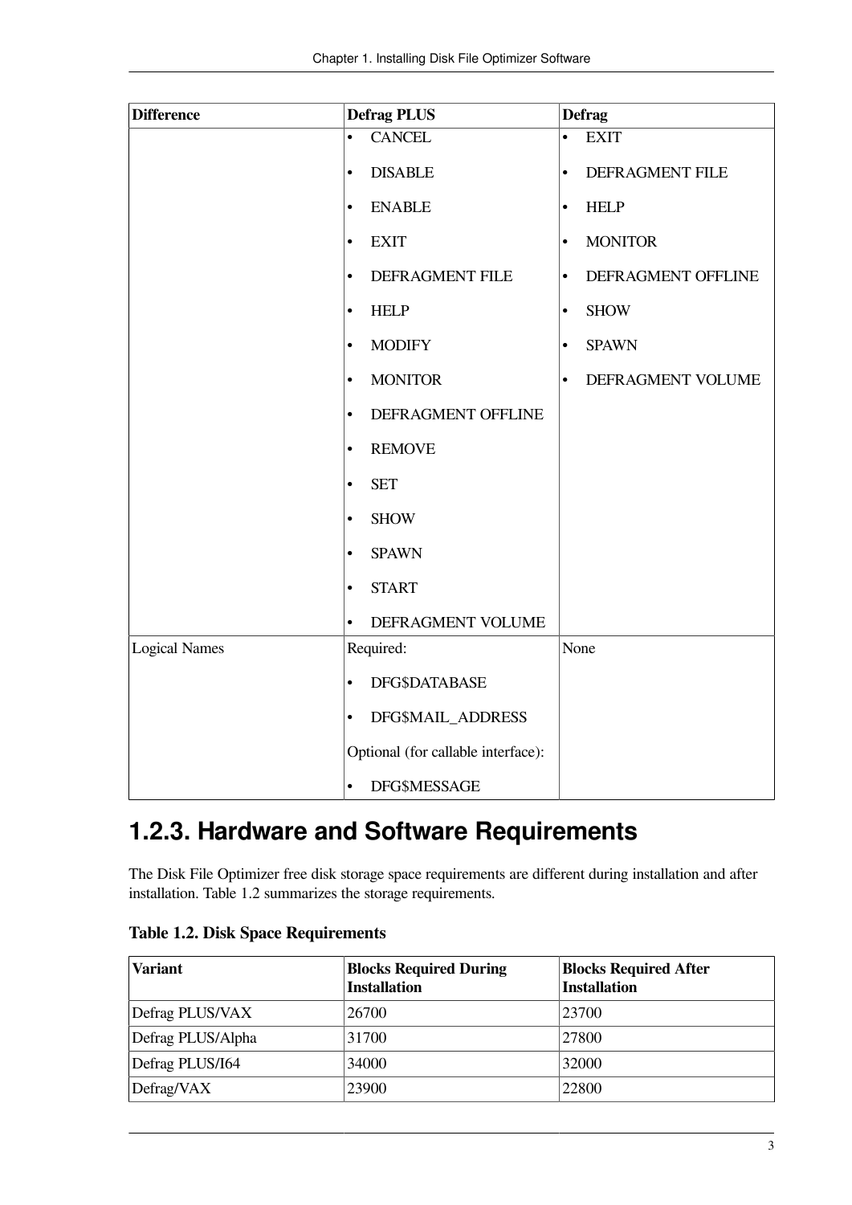| Difference | Defrag PLUS | Defrag |
|---|---|---|
| | • CANCEL<br>• DISABLE<br>• ENABLE<br>• EXIT<br>• DEFRAGMENT FILE<br>• HELP<br>• MODIFY<br>• MONITOR<br>• DEFRAGMENT OFFLINE<br>• REMOVE<br>• SET<br>• SHOW<br>• SPAWN<br>• START<br>• DEFRAGMENT VOLUME | • EXIT<br>• DEFRAGMENT FILE<br>• HELP<br>• MONITOR<br>• DEFRAGMENT OFFLINE<br>• SHOW<br>• SPAWN<br>• DEFRAGMENT VOLUME |
| Logical Names | Required:<br>• DFG$DATABASE<br>• DFG$MAIL_ADDRESS<br>Optional (for callable interface):<br>• DFG$MESSAGE | None |

## 1.2.3. Hardware and Software Requirements

The Disk File Optimizer free disk storage space requirements are different during installation and after installation. Table 1.2 summarizes the storage requirements.

**Table 1.2. Disk Space Requirements**

| Variant | Blocks Required During Installation | Blocks Required After Installation |
|---|---|---|
| Defrag PLUS/VAX | 26700 | 23700 |
| Defrag PLUS/Alpha | 31700 | 27800 |
| Defrag PLUS/I64 | 34000 | 32000 |
| Defrag/VAX | 23900 | 22800 |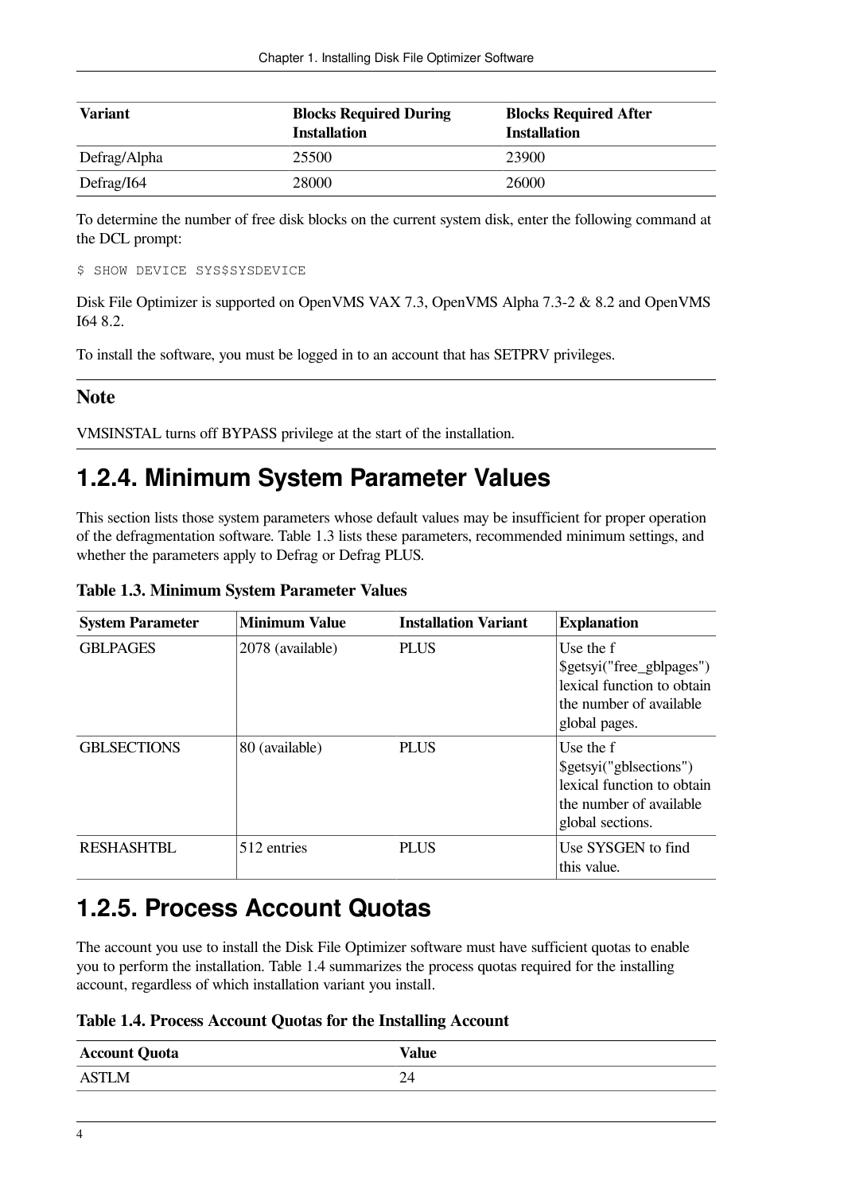| Variant | Blocks Required During Installation | Blocks Required After Installation |
|---|---|---|
| Defrag/Alpha | 25500 | 23900 |
| Defrag/I64 | 28000 | 26000 |

To determine the number of free disk blocks on the current system disk, enter the following command at the DCL prompt:

```
$ SHOW DEVICE SYS$SYSDEVICE
```

Disk File Optimizer is supported on OpenVMS VAX 7.3, OpenVMS Alpha 7.3-2 & 8.2 and OpenVMS I64 8.2.

To install the software, you must be logged in to an account that has SETPRV privileges.

### Note

VMSINSTAL turns off BYPASS privilege at the start of the installation.

## 1.2.4. Minimum System Parameter Values

This section lists those system parameters whose default values may be insufficient for proper operation of the defragmentation software. Table 1.3 lists these parameters, recommended minimum settings, and whether the parameters apply to Defrag or Defrag PLUS.

**Table 1.3. Minimum System Parameter Values**

| System Parameter | Minimum Value | Installation Variant | Explanation |
|---|---|---|---|
| GBLPAGES | 2078 (available) | PLUS | Use the f $getsyi("free_gblpages") lexical function to obtain the number of available global pages. |
| GBLSECTIONS | 80 (available) | PLUS | Use the f $getsyi("gblsections") lexical function to obtain the number of available global sections. |
| RESHASHTBL | 512 entries | PLUS | Use SYSGEN to find this value. |

## 1.2.5. Process Account Quotas

The account you use to install the Disk File Optimizer software must have sufficient quotas to enable you to perform the installation. Table 1.4 summarizes the process quotas required for the installing account, regardless of which installation variant you install.

**Table 1.4. Process Account Quotas for the Installing Account**

| Account Quota | Value |
|---|---|
| ASTLM | 24 |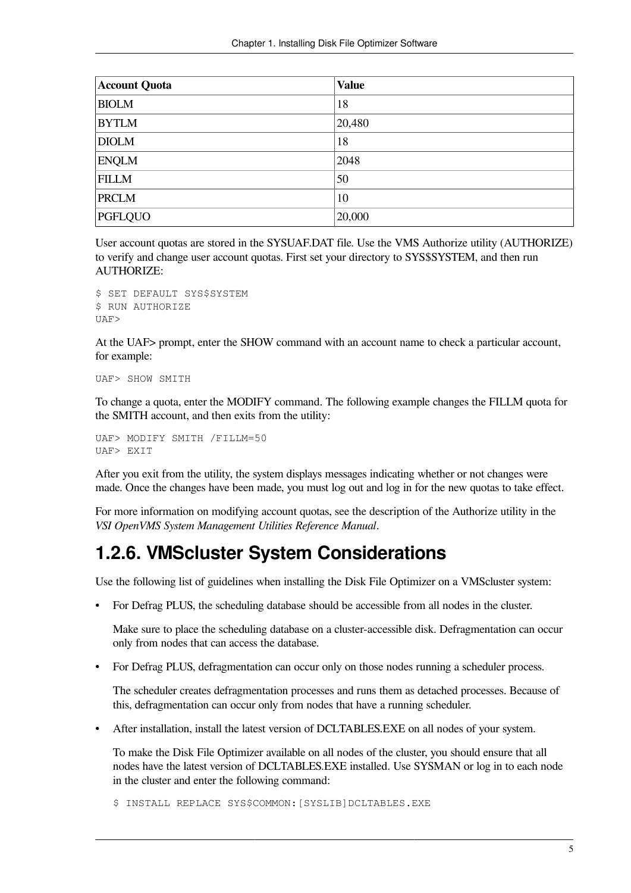| Account Quota | Value |
| --- | --- |
| BIOLM | 18 |
| BYTLM | 20,480 |
| DIOLM | 18 |
| ENQLM | 2048 |
| FILLM | 50 |
| PRCLM | 10 |
| PGFLQUO | 20,000 |

User account quotas are stored in the SYSUAF.DAT file. Use the VMS Authorize utility (AUTHORIZE) to verify and change user account quotas. First set your directory to SYS$SYSTEM, and then run AUTHORIZE:

```
$ SET DEFAULT SYS$SYSTEM
$ RUN AUTHORIZE
UAF>
```

At the UAF> prompt, enter the SHOW command with an account name to check a particular account, for example:

```
UAF> SHOW SMITH
```

To change a quota, enter the MODIFY command. The following example changes the FILLM quota for the SMITH account, and then exits from the utility:

```
UAF> MODIFY SMITH /FILLM=50
UAF> EXIT
```

After you exit from the utility, the system displays messages indicating whether or not changes were made. Once the changes have been made, you must log out and log in for the new quotas to take effect.

For more information on modifying account quotas, see the description of the Authorize utility in the *VSI OpenVMS System Management Utilities Reference Manual*.

## 1.2.6. VMScluster System Considerations

Use the following list of guidelines when installing the Disk File Optimizer on a VMScluster system:

- For Defrag PLUS, the scheduling database should be accessible from all nodes in the cluster.

  Make sure to place the scheduling database on a cluster-accessible disk. Defragmentation can occur only from nodes that can access the database.

- For Defrag PLUS, defragmentation can occur only on those nodes running a scheduler process.

  The scheduler creates defragmentation processes and runs them as detached processes. Because of this, defragmentation can occur only from nodes that have a running scheduler.

- After installation, install the latest version of DCLTABLES.EXE on all nodes of your system.

  To make the Disk File Optimizer available on all nodes of the cluster, you should ensure that all nodes have the latest version of DCLTABLES.EXE installed. Use SYSMAN or log in to each node in the cluster and enter the following command:

  ```
  $ INSTALL REPLACE SYS$COMMON:[SYSLIB]DCLTABLES.EXE
  ```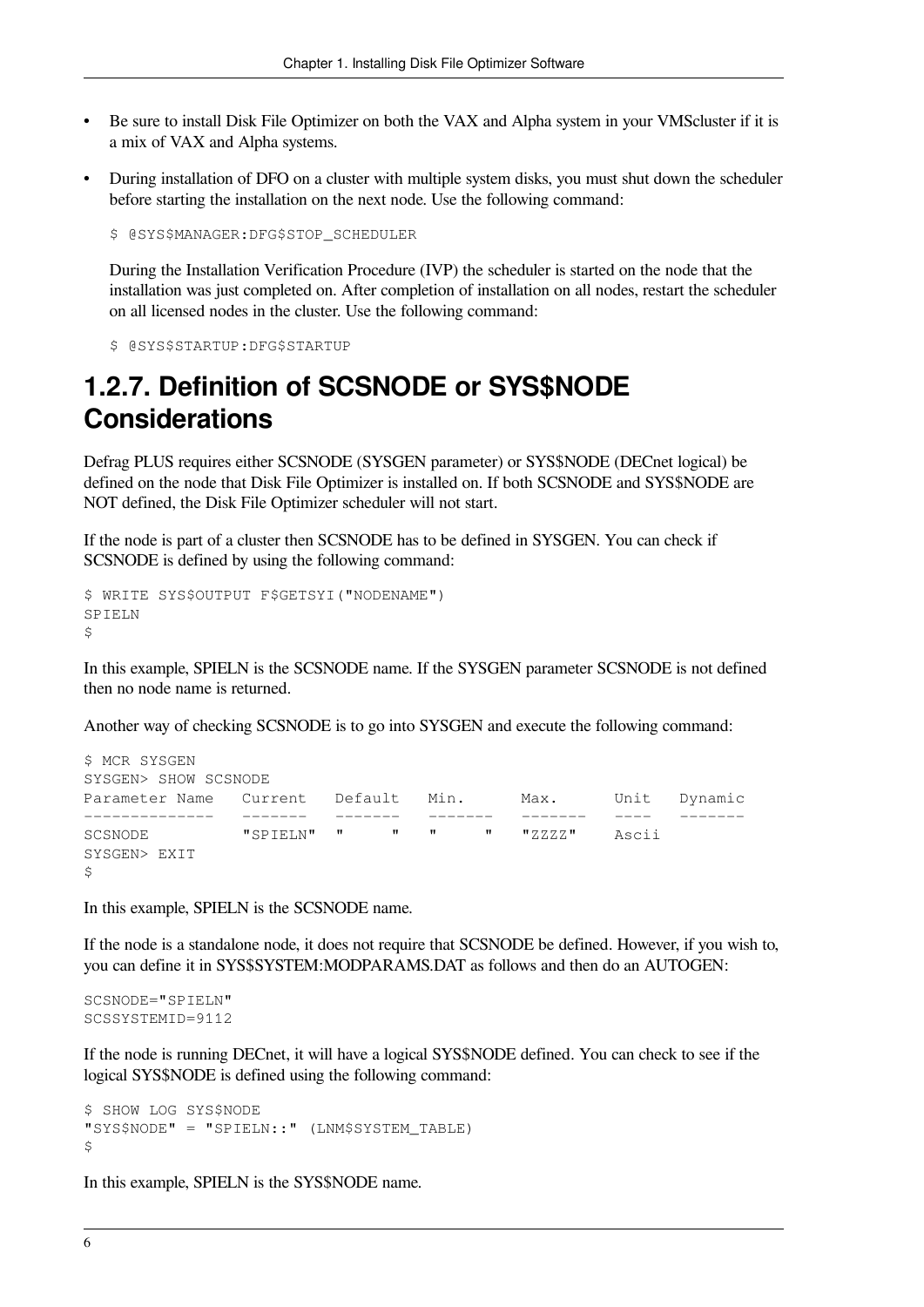- Be sure to install Disk File Optimizer on both the VAX and Alpha system in your VMScluster if it is a mix of VAX and Alpha systems.
- During installation of DFO on a cluster with multiple system disks, you must shut down the scheduler before starting the installation on the next node. Use the following command:

  ```
  $ @SYS$MANAGER:DFG$STOP_SCHEDULER
  ```

  During the Installation Verification Procedure (IVP) the scheduler is started on the node that the installation was just completed on. After completion of installation on all nodes, restart the scheduler on all licensed nodes in the cluster. Use the following command:

  ```
  $ @SYS$STARTUP:DFG$STARTUP
  ```

## 1.2.7. Definition of SCSNODE or SYS$NODE Considerations

Defrag PLUS requires either SCSNODE (SYSGEN parameter) or SYS$NODE (DECnet logical) be defined on the node that Disk File Optimizer is installed on. If both SCSNODE and SYS$NODE are NOT defined, the Disk File Optimizer scheduler will not start.

If the node is part of a cluster then SCSNODE has to be defined in SYSGEN. You can check if SCSNODE is defined by using the following command:

```
$ WRITE SYS$OUTPUT F$GETSYI("NODENAME")
SPIELN
$
```

In this example, SPIELN is the SCSNODE name. If the SYSGEN parameter SCSNODE is not defined then no node name is returned.

Another way of checking SCSNODE is to go into SYSGEN and execute the following command:

```
$ MCR SYSGEN
SYSGEN> SHOW SCSNODE
Parameter Name   Current   Default   Min.      Max.     Unit   Dynamic
--------------   -------   -------   -------   -------  ----   -------
SCSNODE          "SPIELN"  "      "  "      "  "ZZZZ"   Ascii
SYSGEN> EXIT
$
```

In this example, SPIELN is the SCSNODE name.

If the node is a standalone node, it does not require that SCSNODE be defined. However, if you wish to, you can define it in SYS$SYSTEM:MODPARAMS.DAT as follows and then do an AUTOGEN:

```
SCSNODE="SPIELN"
SCSSYSTEMID=9112
```

If the node is running DECnet, it will have a logical SYS$NODE defined. You can check to see if the logical SYS$NODE is defined using the following command:

```
$ SHOW LOG SYS$NODE
"SYS$NODE" = "SPIELN::" (LNM$SYSTEM_TABLE)
$
```

In this example, SPIELN is the SYS$NODE name.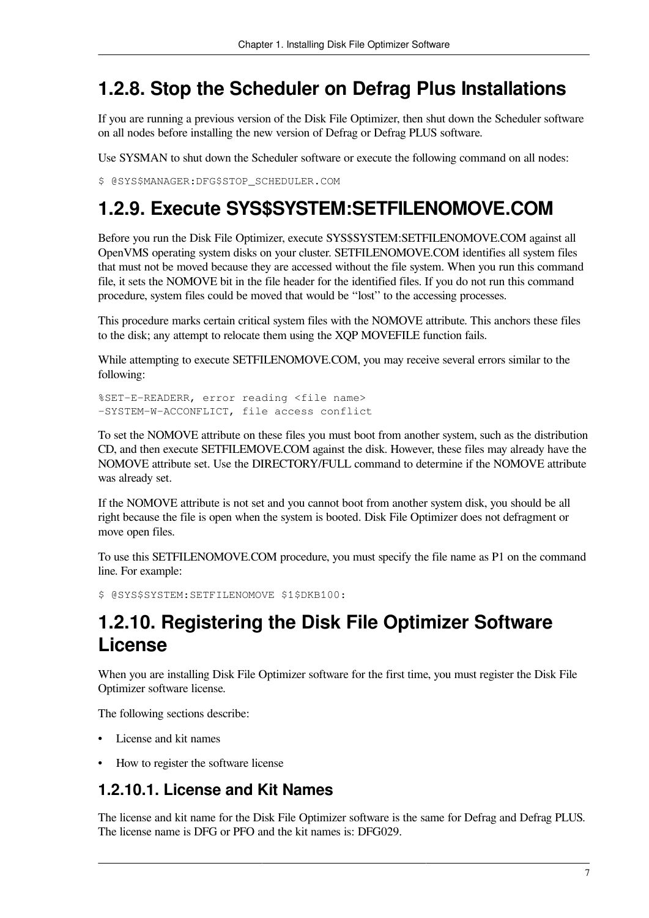## 1.2.8. Stop the Scheduler on Defrag Plus Installations

If you are running a previous version of the Disk File Optimizer, then shut down the Scheduler software on all nodes before installing the new version of Defrag or Defrag PLUS software.

Use SYSMAN to shut down the Scheduler software or execute the following command on all nodes:

```
$ @SYS$MANAGER:DFG$STOP_SCHEDULER.COM
```

## 1.2.9. Execute SYS$SYSTEM:SETFILENOMOVE.COM

Before you run the Disk File Optimizer, execute SYS$SYSTEM:SETFILENOMOVE.COM against all OpenVMS operating system disks on your cluster. SETFILENOMOVE.COM identifies all system files that must not be moved because they are accessed without the file system. When you run this command file, it sets the NOMOVE bit in the file header for the identified files. If you do not run this command procedure, system files could be moved that would be "lost" to the accessing processes.

This procedure marks certain critical system files with the NOMOVE attribute. This anchors these files to the disk; any attempt to relocate them using the XQP MOVEFILE function fails.

While attempting to execute SETFILENOMOVE.COM, you may receive several errors similar to the following:

```
%SET-E-READERR, error reading <file name>
-SYSTEM-W-ACCONFLICT, file access conflict
```

To set the NOMOVE attribute on these files you must boot from another system, such as the distribution CD, and then execute SETFILEMOVE.COM against the disk. However, these files may already have the NOMOVE attribute set. Use the DIRECTORY/FULL command to determine if the NOMOVE attribute was already set.

If the NOMOVE attribute is not set and you cannot boot from another system disk, you should be all right because the file is open when the system is booted. Disk File Optimizer does not defragment or move open files.

To use this SETFILENOMOVE.COM procedure, you must specify the file name as P1 on the command line. For example:

```
$ @SYS$SYSTEM:SETFILENOMOVE $1$DKB100:
```

## 1.2.10. Registering the Disk File Optimizer Software License

When you are installing Disk File Optimizer software for the first time, you must register the Disk File Optimizer software license.

The following sections describe:

- License and kit names
- How to register the software license

### 1.2.10.1. License and Kit Names

The license and kit name for the Disk File Optimizer software is the same for Defrag and Defrag PLUS. The license name is DFG or PFO and the kit names is: DFG029.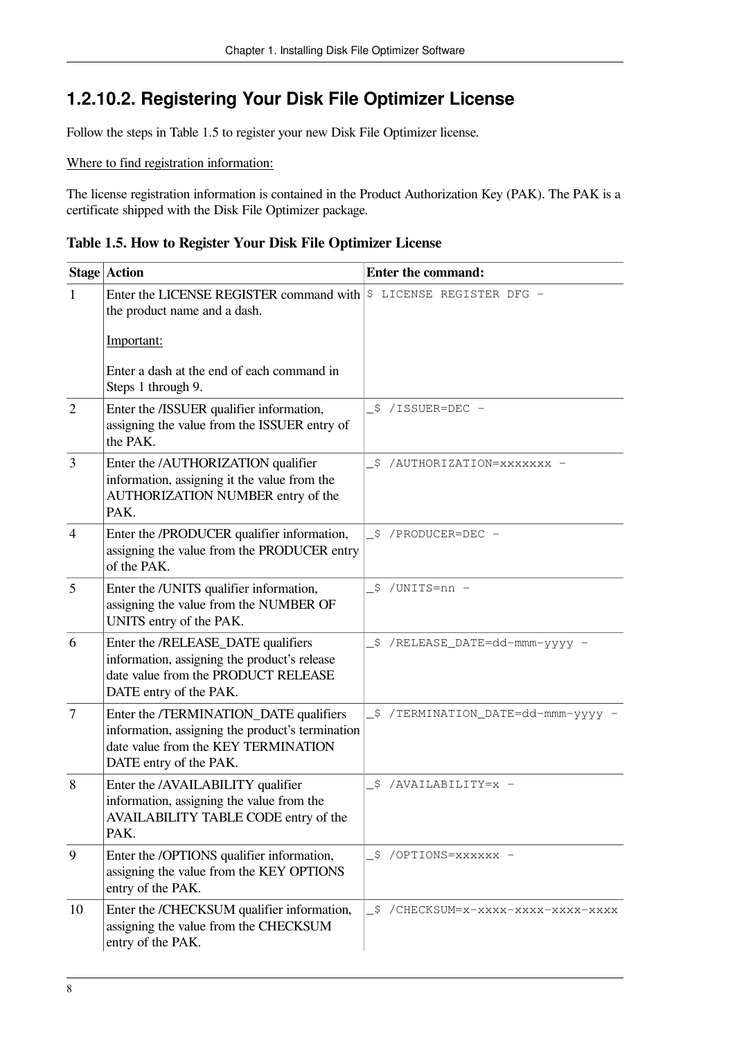### 1.2.10.2. Registering Your Disk File Optimizer License

Follow the steps in Table 1.5 to register your new Disk File Optimizer license.

Where to find registration information:

The license registration information is contained in the Product Authorization Key (PAK). The PAK is a certificate shipped with the Disk File Optimizer package.

**Table 1.5. How to Register Your Disk File Optimizer License**

| Stage | Action | Enter the command: |
|---|---|---|
| 1 | Enter the LICENSE REGISTER command with the product name and a dash.<br><br>Important:<br><br>Enter a dash at the end of each command in Steps 1 through 9. | `$ LICENSE REGISTER DFG -` |
| 2 | Enter the /ISSUER qualifier information, assigning the value from the ISSUER entry of the PAK. | `_$ /ISSUER=DEC -` |
| 3 | Enter the /AUTHORIZATION qualifier information, assigning it the value from the AUTHORIZATION NUMBER entry of the PAK. | `_$ /AUTHORIZATION=xxxxxxx -` |
| 4 | Enter the /PRODUCER qualifier information, assigning the value from the PRODUCER entry of the PAK. | `_$ /PRODUCER=DEC -` |
| 5 | Enter the /UNITS qualifier information, assigning the value from the NUMBER OF UNITS entry of the PAK. | `_$ /UNITS=nn -` |
| 6 | Enter the /RELEASE_DATE qualifiers information, assigning the product's release date value from the PRODUCT RELEASE DATE entry of the PAK. | `_$ /RELEASE_DATE=dd-mmm-yyyy -` |
| 7 | Enter the /TERMINATION_DATE qualifiers information, assigning the product's termination date value from the KEY TERMINATION DATE entry of the PAK. | `_$ /TERMINATION_DATE=dd-mmm-yyyy -` |
| 8 | Enter the /AVAILABILITY qualifier information, assigning the value from the AVAILABILITY TABLE CODE entry of the PAK. | `_$ /AVAILABILITY=x -` |
| 9 | Enter the /OPTIONS qualifier information, assigning the value from the KEY OPTIONS entry of the PAK. | `_$ /OPTIONS=xxxxxx -` |
| 10 | Enter the /CHECKSUM qualifier information, assigning the value from the CHECKSUM entry of the PAK. | `_$ /CHECKSUM=x-xxxx-xxxx-xxxx-xxxx` |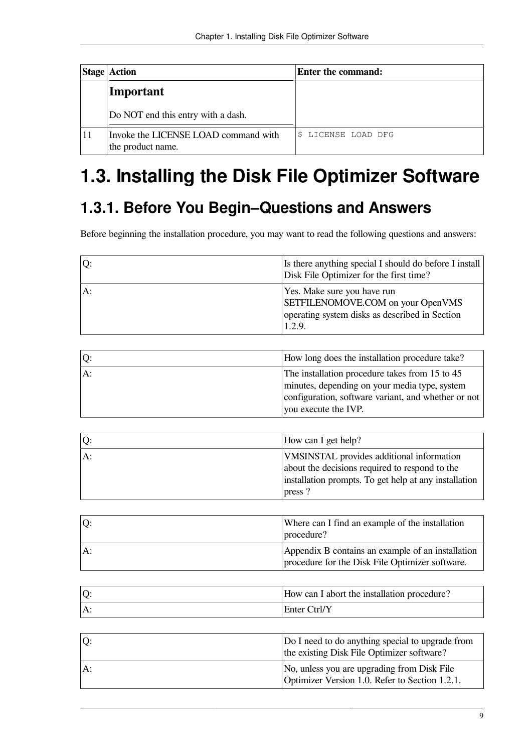| Stage | Action | Enter the command: |
|---|---|---|
| | **Important**<br><br>Do NOT end this entry with a dash. | |
| 11 | Invoke the LICENSE LOAD command with the product name. | `$ LICENSE LOAD DFG` |

# 1.3. Installing the Disk File Optimizer Software

## 1.3.1. Before You Begin–Questions and Answers

Before beginning the installation procedure, you may want to read the following questions and answers:

| | |
|---|---|
| Q: | Is there anything special I should do before I install Disk File Optimizer for the first time? |
| A: | Yes. Make sure you have run SETFILENOMOVE.COM on your OpenVMS operating system disks as described in Section 1.2.9. |

| | |
|---|---|
| Q: | How long does the installation procedure take? |
| A: | The installation procedure takes from 15 to 45 minutes, depending on your media type, system configuration, software variant, and whether or not you execute the IVP. |

| | |
|---|---|
| Q: | How can I get help? |
| A: | VMSINSTAL provides additional information about the decisions required to respond to the installation prompts. To get help at any installation press ? |

| | |
|---|---|
| Q: | Where can I find an example of the installation procedure? |
| A: | Appendix B contains an example of an installation procedure for the Disk File Optimizer software. |

| | |
|---|---|
| Q: | How can I abort the installation procedure? |
| A: | Enter Ctrl/Y |

| | |
|---|---|
| Q: | Do I need to do anything special to upgrade from the existing Disk File Optimizer software? |
| A: | No, unless you are upgrading from Disk File Optimizer Version 1.0. Refer to Section 1.2.1. |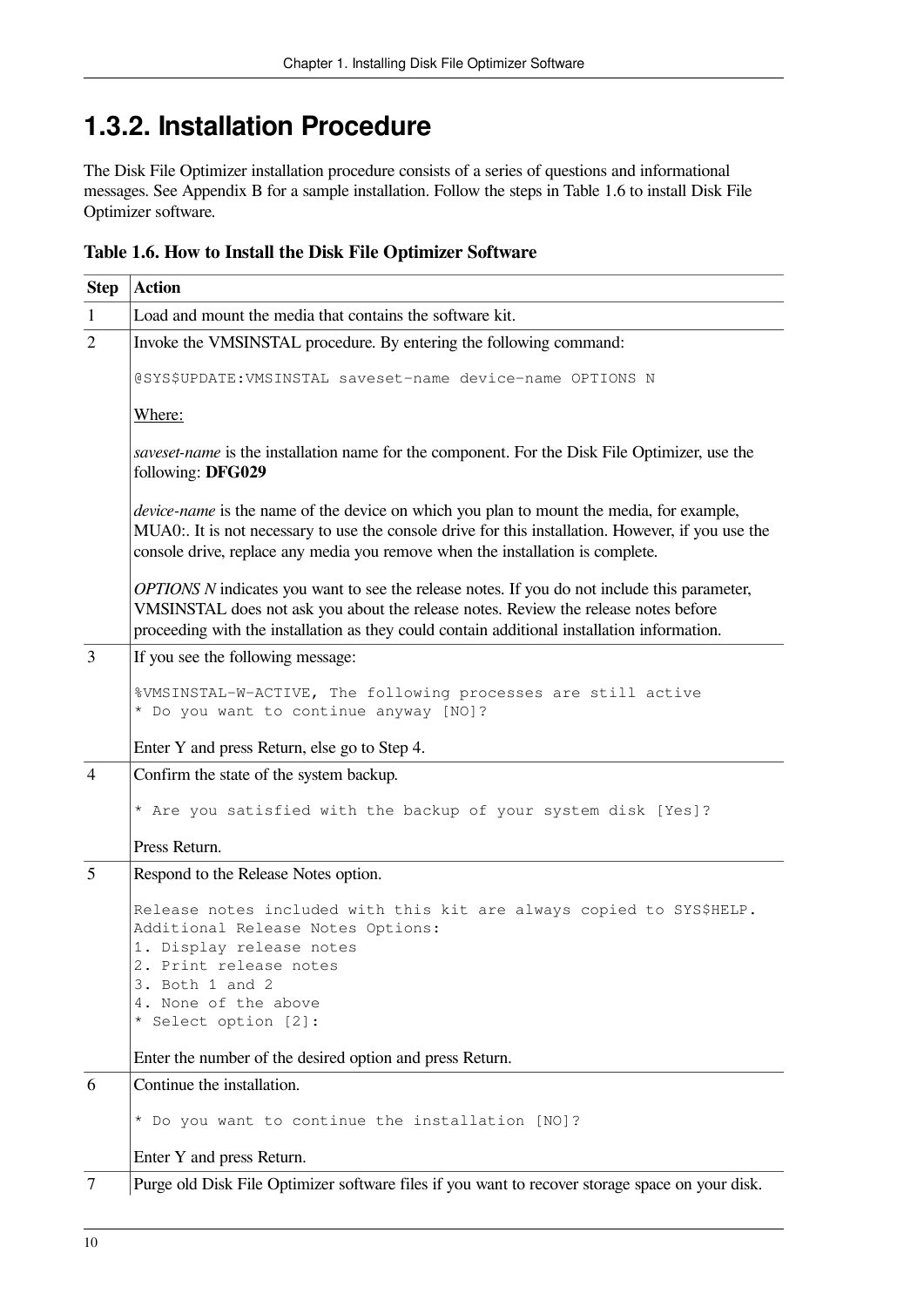## 1.3.2. Installation Procedure

The Disk File Optimizer installation procedure consists of a series of questions and informational messages. See Appendix B for a sample installation. Follow the steps in Table 1.6 to install Disk File Optimizer software.

**Table 1.6. How to Install the Disk File Optimizer Software**

| Step | Action |
|---|---|
| 1 | Load and mount the media that contains the software kit. |
| 2 | Invoke the VMSINSTAL procedure. By entering the following command:<br><br>`@SYS$UPDATE:VMSINSTAL saveset-name device-name OPTIONS N`<br><br><u>Where:</u><br><br>*saveset-name* is the installation name for the component. For the Disk File Optimizer, use the following: **DFG029**<br><br>*device-name* is the name of the device on which you plan to mount the media, for example, MUA0:. It is not necessary to use the console drive for this installation. However, if you use the console drive, replace any media you remove when the installation is complete.<br><br>*OPTIONS N* indicates you want to see the release notes. If you do not include this parameter, VMSINSTAL does not ask you about the release notes. Review the release notes before proceeding with the installation as they could contain additional installation information. |
| 3 | If you see the following message:<br><br>`%VMSINSTAL-W-ACTIVE, The following processes are still active`<br>`* Do you want to continue anyway [NO]?`<br><br>Enter Y and press Return, else go to Step 4. |
| 4 | Confirm the state of the system backup.<br><br>`* Are you satisfied with the backup of your system disk [Yes]?`<br><br>Press Return. |
| 5 | Respond to the Release Notes option.<br><br>`Release notes included with this kit are always copied to SYS$HELP.`<br>`Additional Release Notes Options:`<br>`1. Display release notes`<br>`2. Print release notes`<br>`3. Both 1 and 2`<br>`4. None of the above`<br>`* Select option [2]:`<br><br>Enter the number of the desired option and press Return. |
| 6 | Continue the installation.<br><br>`* Do you want to continue the installation [NO]?`<br><br>Enter Y and press Return. |
| 7 | Purge old Disk File Optimizer software files if you want to recover storage space on your disk. |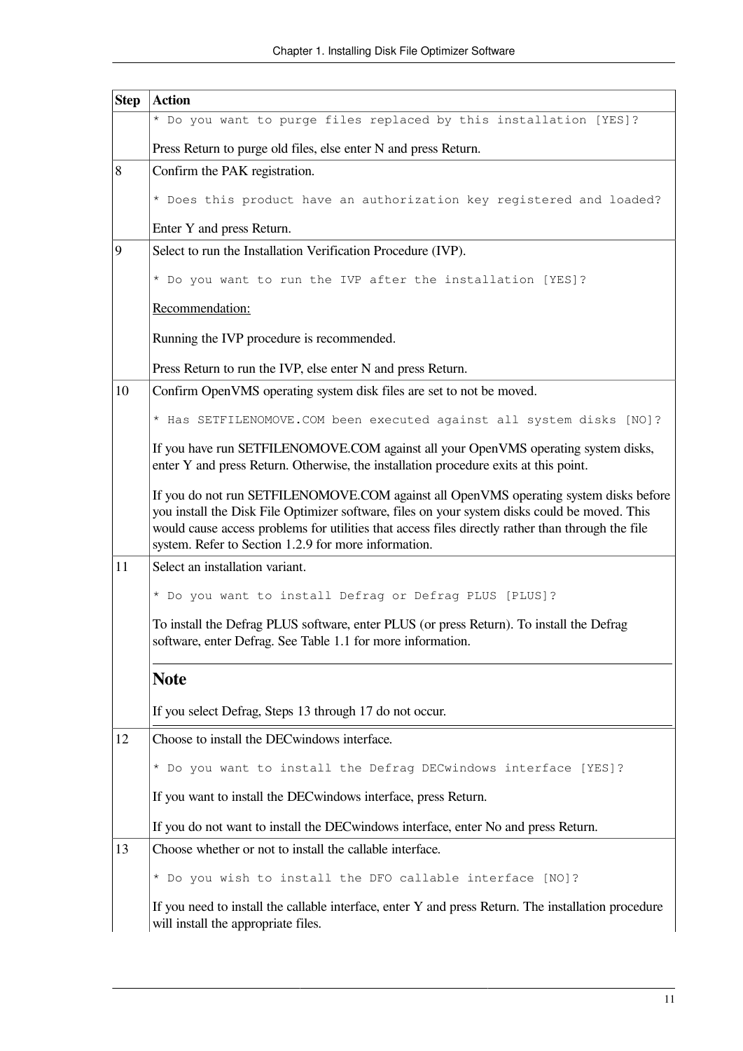| Step | Action |
| --- | --- |
| | `* Do you want to purge files replaced by this installation [YES]?`<br><br>Press Return to purge old files, else enter N and press Return. |
| 8 | Confirm the PAK registration.<br><br>`* Does this product have an authorization key registered and loaded?`<br><br>Enter Y and press Return. |
| 9 | Select to run the Installation Verification Procedure (IVP).<br><br>`* Do you want to run the IVP after the installation [YES]?`<br><br>Recommendation:<br><br>Running the IVP procedure is recommended.<br><br>Press Return to run the IVP, else enter N and press Return. |
| 10 | Confirm OpenVMS operating system disk files are set to not be moved.<br><br>`* Has SETFILENOMOVE.COM been executed against all system disks [NO]?`<br><br>If you have run SETFILENOMOVE.COM against all your OpenVMS operating system disks, enter Y and press Return. Otherwise, the installation procedure exits at this point.<br><br>If you do not run SETFILENOMOVE.COM against all OpenVMS operating system disks before you install the Disk File Optimizer software, files on your system disks could be moved. This would cause access problems for utilities that access files directly rather than through the file system. Refer to Section 1.2.9 for more information. |
| 11 | Select an installation variant.<br><br>`* Do you want to install Defrag or Defrag PLUS [PLUS]?`<br><br>To install the Defrag PLUS software, enter PLUS (or press Return). To install the Defrag software, enter Defrag. See Table 1.1 for more information.<br><br>**Note**<br><br>If you select Defrag, Steps 13 through 17 do not occur. |
| 12 | Choose to install the DECwindows interface.<br><br>`* Do you want to install the Defrag DECwindows interface [YES]?`<br><br>If you want to install the DECwindows interface, press Return.<br><br>If you do not want to install the DECwindows interface, enter No and press Return. |
| 13 | Choose whether or not to install the callable interface.<br><br>`* Do you wish to install the DFO callable interface [NO]?`<br><br>If you need to install the callable interface, enter Y and press Return. The installation procedure will install the appropriate files. |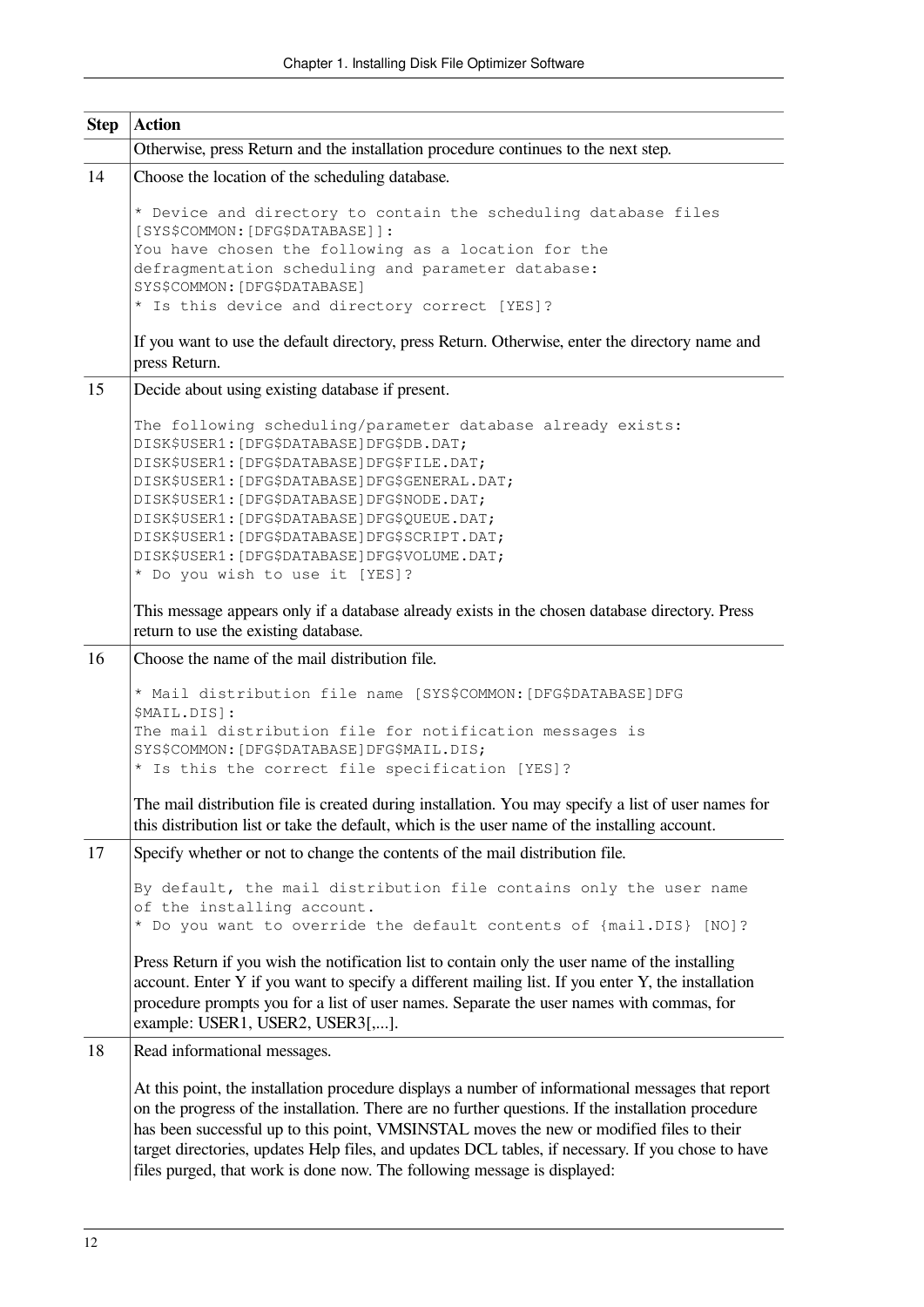| Step | Action |
| --- | --- |
| | Otherwise, press Return and the installation procedure continues to the next step. |
| 14 | Choose the location of the scheduling database.<br><br>`* Device and directory to contain the scheduling database files [SYS$COMMON:[DFG$DATABASE]]:`<br>`You have chosen the following as a location for the defragmentation scheduling and parameter database:`<br>`SYS$COMMON:[DFG$DATABASE]`<br>`* Is this device and directory correct [YES]?`<br><br>If you want to use the default directory, press Return. Otherwise, enter the directory name and press Return. |
| 15 | Decide about using existing database if present.<br><br>`The following scheduling/parameter database already exists:`<br>`DISK$USER1:[DFG$DATABASE]DFG$DB.DAT;`<br>`DISK$USER1:[DFG$DATABASE]DFG$FILE.DAT;`<br>`DISK$USER1:[DFG$DATABASE]DFG$GENERAL.DAT;`<br>`DISK$USER1:[DFG$DATABASE]DFG$NODE.DAT;`<br>`DISK$USER1:[DFG$DATABASE]DFG$QUEUE.DAT;`<br>`DISK$USER1:[DFG$DATABASE]DFG$SCRIPT.DAT;`<br>`DISK$USER1:[DFG$DATABASE]DFG$VOLUME.DAT;`<br>`* Do you wish to use it [YES]?`<br><br>This message appears only if a database already exists in the chosen database directory. Press return to use the existing database. |
| 16 | Choose the name of the mail distribution file.<br><br>`* Mail distribution file name [SYS$COMMON:[DFG$DATABASE]DFG $MAIL.DIS]:`<br>`The mail distribution file for notification messages is`<br>`SYS$COMMON:[DFG$DATABASE]DFG$MAIL.DIS;`<br>`* Is this the correct file specification [YES]?`<br><br>The mail distribution file is created during installation. You may specify a list of user names for this distribution list or take the default, which is the user name of the installing account. |
| 17 | Specify whether or not to change the contents of the mail distribution file.<br><br>`By default, the mail distribution file contains only the user name of the installing account.`<br>`* Do you want to override the default contents of {mail.DIS} [NO]?`<br><br>Press Return if you wish the notification list to contain only the user name of the installing account. Enter Y if you want to specify a different mailing list. If you enter Y, the installation procedure prompts you for a list of user names. Separate the user names with commas, for example: USER1, USER2, USER3[,...]. |
| 18 | Read informational messages.<br><br>At this point, the installation procedure displays a number of informational messages that report on the progress of the installation. There are no further questions. If the installation procedure has been successful up to this point, VMSINSTAL moves the new or modified files to their target directories, updates Help files, and updates DCL tables, if necessary. If you chose to have files purged, that work is done now. The following message is displayed: |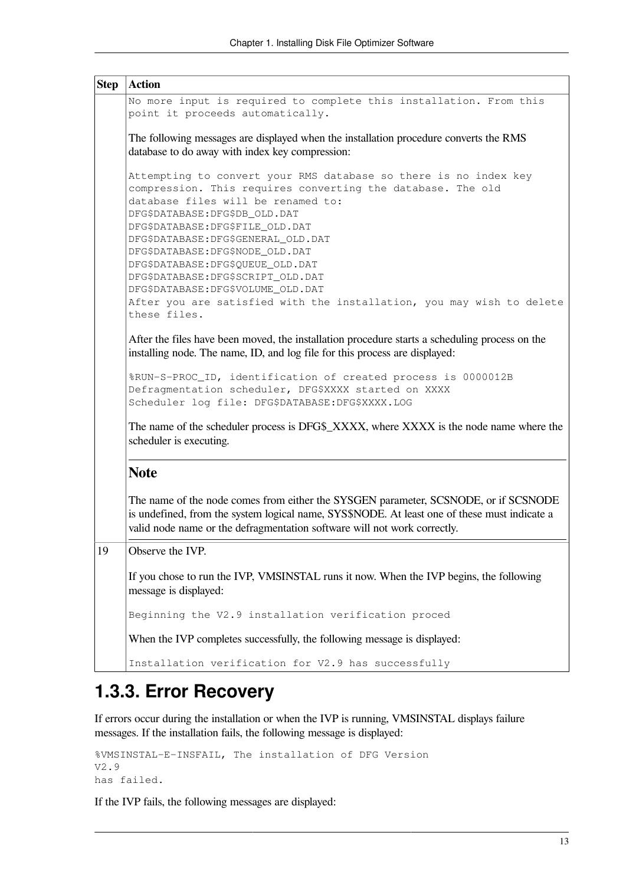| Step | Action |
|---|---|
| | `No more input is required to complete this installation. From this point it proceeds automatically.`<br><br>The following messages are displayed when the installation procedure converts the RMS database to do away with index key compression:<br><br>`Attempting to convert your RMS database so there is no index key compression. This requires converting the database. The old database files will be renamed to:`<br>`DFG$DATABASE:DFG$DB_OLD.DAT`<br>`DFG$DATABASE:DFG$FILE_OLD.DAT`<br>`DFG$DATABASE:DFG$GENERAL_OLD.DAT`<br>`DFG$DATABASE:DFG$NODE_OLD.DAT`<br>`DFG$DATABASE:DFG$QUEUE_OLD.DAT`<br>`DFG$DATABASE:DFG$SCRIPT_OLD.DAT`<br>`DFG$DATABASE:DFG$VOLUME_OLD.DAT`<br>`After you are satisfied with the installation, you may wish to delete these files.`<br><br>After the files have been moved, the installation procedure starts a scheduling process on the installing node. The name, ID, and log file for this process are displayed:<br><br>`%RUN-S-PROC_ID, identification of created process is 0000012B`<br>`Defragmentation scheduler, DFG$XXXX started on XXXX`<br>`Scheduler log file: DFG$DATABASE:DFG$XXXX.LOG`<br><br>The name of the scheduler process is DFG$_XXXX, where XXXX is the node name where the scheduler is executing.<br><br>**Note**<br><br>The name of the node comes from either the SYSGEN parameter, SCSNODE, or if SCSNODE is undefined, from the system logical name, SYS$NODE. At least one of these must indicate a valid node name or the defragmentation software will not work correctly. |
| 19 | Observe the IVP.<br><br>If you chose to run the IVP, VMSINSTAL runs it now. When the IVP begins, the following message is displayed:<br><br>`Beginning the V2.9 installation verification proced`<br><br>When the IVP completes successfully, the following message is displayed:<br><br>`Installation verification for V2.9 has successfully` |

## 1.3.3. Error Recovery

If errors occur during the installation or when the IVP is running, VMSINSTAL displays failure messages. If the installation fails, the following message is displayed:

```
%VMSINSTAL-E-INSFAIL, The installation of DFG Version
V2.9
has failed.
```

If the IVP fails, the following messages are displayed: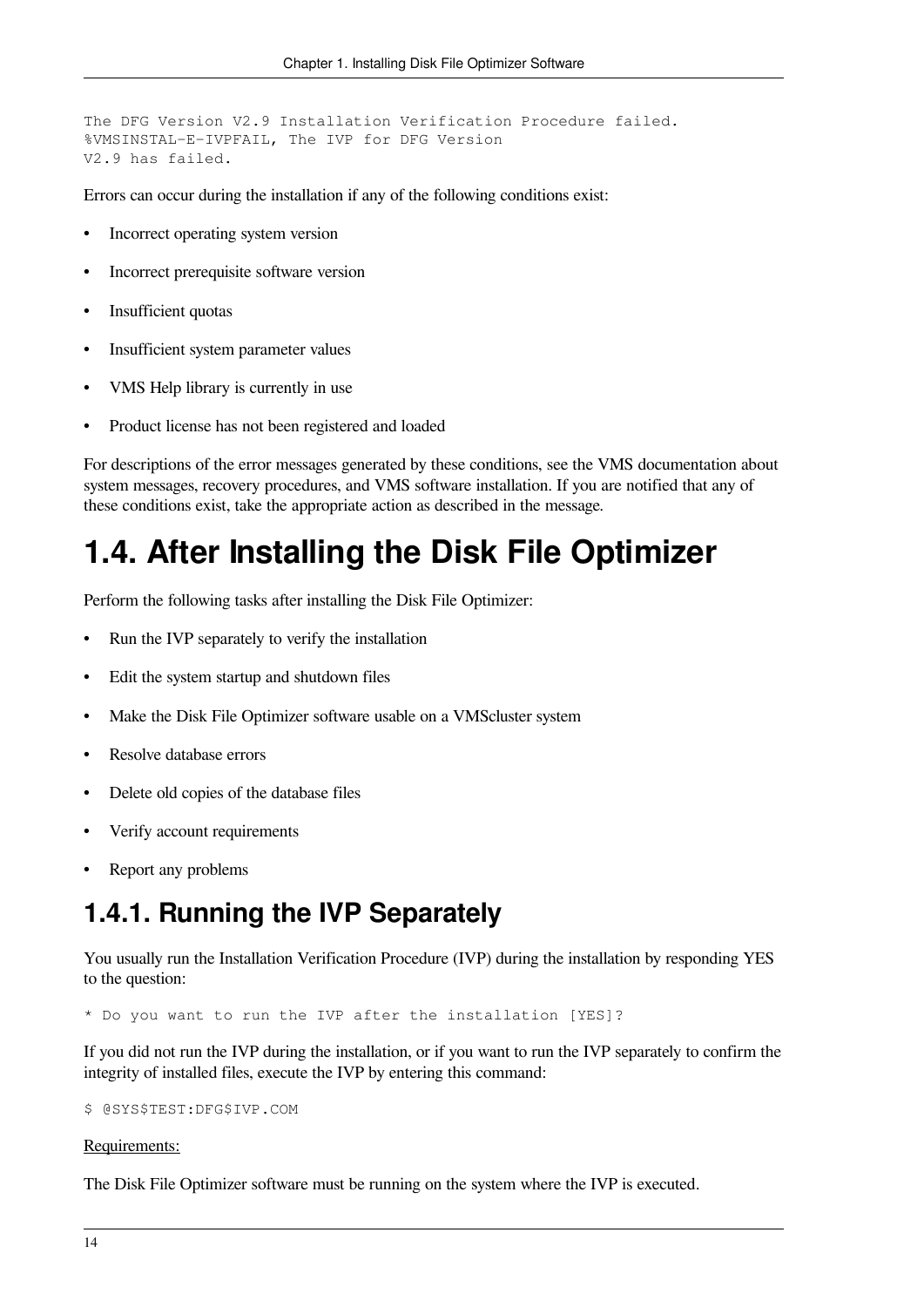```
The DFG Version V2.9 Installation Verification Procedure failed.
%VMSINSTAL-E-IVPFAIL, The IVP for DFG Version
V2.9 has failed.
```

Errors can occur during the installation if any of the following conditions exist:

- Incorrect operating system version
- Incorrect prerequisite software version
- Insufficient quotas
- Insufficient system parameter values
- VMS Help library is currently in use
- Product license has not been registered and loaded

For descriptions of the error messages generated by these conditions, see the VMS documentation about system messages, recovery procedures, and VMS software installation. If you are notified that any of these conditions exist, take the appropriate action as described in the message.

# 1.4. After Installing the Disk File Optimizer

Perform the following tasks after installing the Disk File Optimizer:

- Run the IVP separately to verify the installation
- Edit the system startup and shutdown files
- Make the Disk File Optimizer software usable on a VMScluster system
- Resolve database errors
- Delete old copies of the database files
- Verify account requirements
- Report any problems

## 1.4.1. Running the IVP Separately

You usually run the Installation Verification Procedure (IVP) during the installation by responding YES to the question:

```
* Do you want to run the IVP after the installation [YES]?
```

If you did not run the IVP during the installation, or if you want to run the IVP separately to confirm the integrity of installed files, execute the IVP by entering this command:

```
$ @SYS$TEST:DFG$IVP.COM
```

Requirements:

The Disk File Optimizer software must be running on the system where the IVP is executed.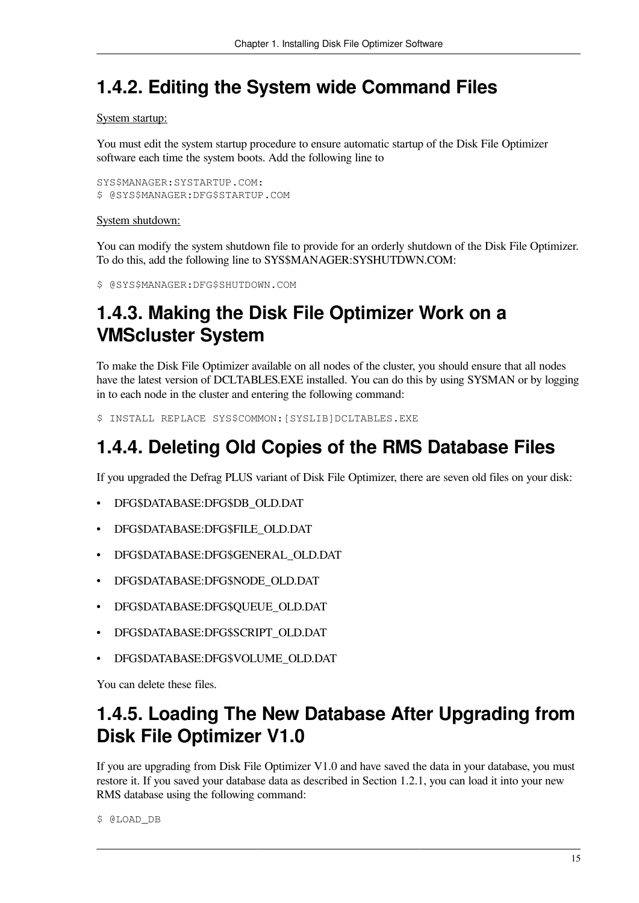## 1.4.2. Editing the System wide Command Files

System startup:

You must edit the system startup procedure to ensure automatic startup of the Disk File Optimizer software each time the system boots. Add the following line to

```
SYS$MANAGER:SYSTARTUP.COM:
$ @SYS$MANAGER:DFG$STARTUP.COM
```

System shutdown:

You can modify the system shutdown file to provide for an orderly shutdown of the Disk File Optimizer. To do this, add the following line to SYS$MANAGER:SYSHUTDWN.COM:

```
$ @SYS$MANAGER:DFG$SHUTDOWN.COM
```

## 1.4.3. Making the Disk File Optimizer Work on a VMScluster System

To make the Disk File Optimizer available on all nodes of the cluster, you should ensure that all nodes have the latest version of DCLTABLES.EXE installed. You can do this by using SYSMAN or by logging in to each node in the cluster and entering the following command:

```
$ INSTALL REPLACE SYS$COMMON:[SYSLIB]DCLTABLES.EXE
```

## 1.4.4. Deleting Old Copies of the RMS Database Files

If you upgraded the Defrag PLUS variant of Disk File Optimizer, there are seven old files on your disk:

- DFG$DATABASE:DFG$DB_OLD.DAT
- DFG$DATABASE:DFG$FILE_OLD.DAT
- DFG$DATABASE:DFG$GENERAL_OLD.DAT
- DFG$DATABASE:DFG$NODE_OLD.DAT
- DFG$DATABASE:DFG$QUEUE_OLD.DAT
- DFG$DATABASE:DFG$SCRIPT_OLD.DAT
- DFG$DATABASE:DFG$VOLUME_OLD.DAT

You can delete these files.

## 1.4.5. Loading The New Database After Upgrading from Disk File Optimizer V1.0

If you are upgrading from Disk File Optimizer V1.0 and have saved the data in your database, you must restore it. If you saved your database data as described in Section 1.2.1, you can load it into your new RMS database using the following command:

```
$ @LOAD_DB
```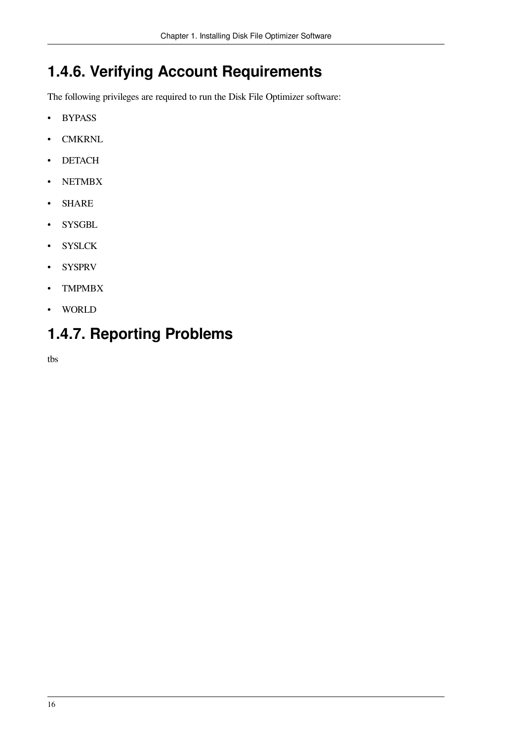### 1.4.6. Verifying Account Requirements

The following privileges are required to run the Disk File Optimizer software:

- BYPASS
- CMKRNL
- DETACH
- NETMBX
- SHARE
- SYSGBL
- SYSLCK
- SYSPRV
- TMPMBX
- WORLD

### 1.4.7. Reporting Problems

tbs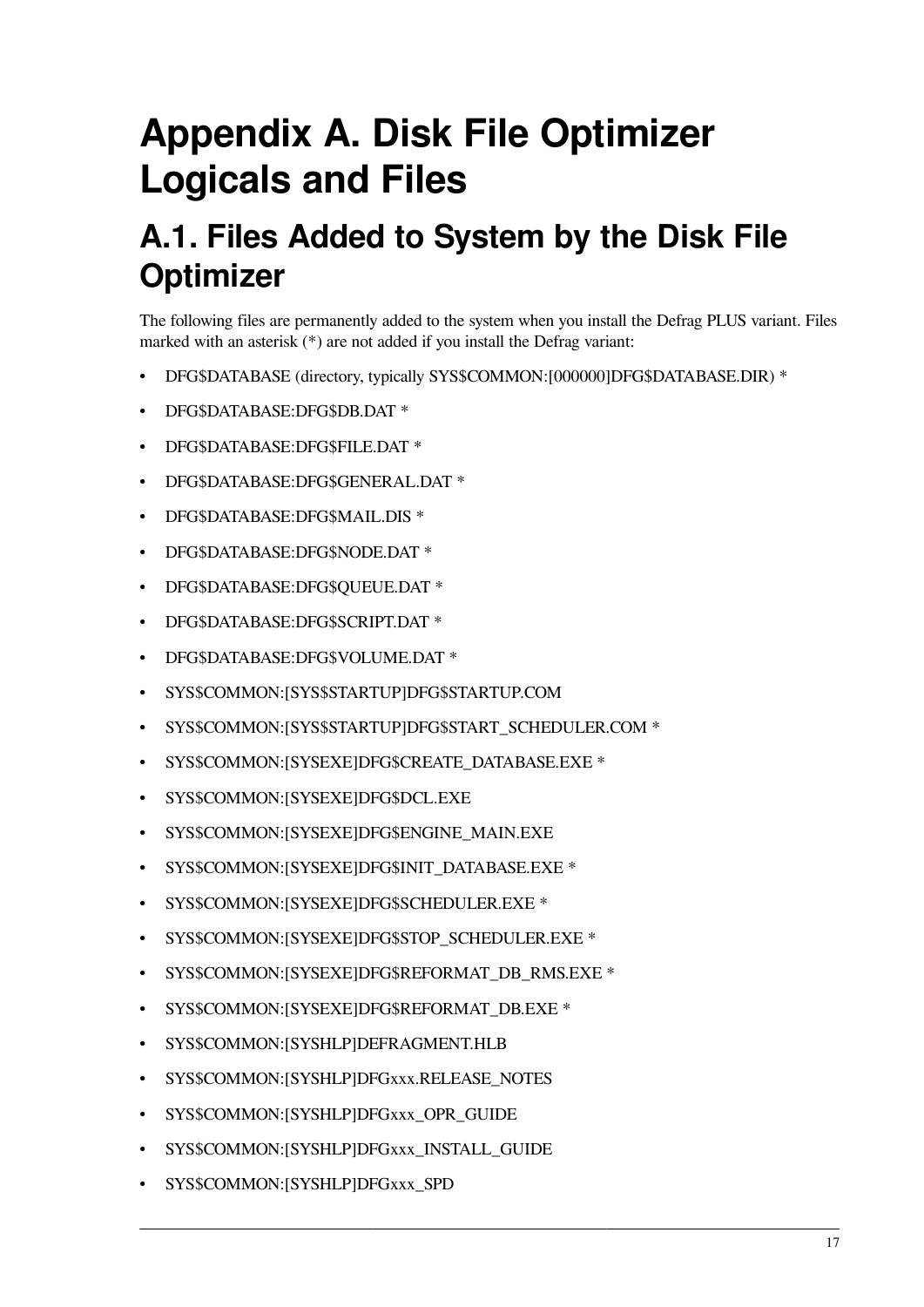# Appendix A. Disk File Optimizer Logicals and Files

## A.1. Files Added to System by the Disk File Optimizer

The following files are permanently added to the system when you install the Defrag PLUS variant. Files marked with an asterisk (*) are not added if you install the Defrag variant:

- DFG$DATABASE (directory, typically SYS$COMMON:[000000]DFG$DATABASE.DIR) *
- DFG$DATABASE:DFG$DB.DAT *
- DFG$DATABASE:DFG$FILE.DAT *
- DFG$DATABASE:DFG$GENERAL.DAT *
- DFG$DATABASE:DFG$MAIL.DIS *
- DFG$DATABASE:DFG$NODE.DAT *
- DFG$DATABASE:DFG$QUEUE.DAT *
- DFG$DATABASE:DFG$SCRIPT.DAT *
- DFG$DATABASE:DFG$VOLUME.DAT *
- SYS$COMMON:[SYS$STARTUP]DFG$STARTUP.COM
- SYS$COMMON:[SYS$STARTUP]DFG$START_SCHEDULER.COM *
- SYS$COMMON:[SYSEXE]DFG$CREATE_DATABASE.EXE *
- SYS$COMMON:[SYSEXE]DFG$DCL.EXE
- SYS$COMMON:[SYSEXE]DFG$ENGINE_MAIN.EXE
- SYS$COMMON:[SYSEXE]DFG$INIT_DATABASE.EXE *
- SYS$COMMON:[SYSEXE]DFG$SCHEDULER.EXE *
- SYS$COMMON:[SYSEXE]DFG$STOP_SCHEDULER.EXE *
- SYS$COMMON:[SYSEXE]DFG$REFORMAT_DB_RMS.EXE *
- SYS$COMMON:[SYSEXE]DFG$REFORMAT_DB.EXE *
- SYS$COMMON:[SYSHLP]DEFRAGMENT.HLB
- SYS$COMMON:[SYSHLP]DFGxxx.RELEASE_NOTES
- SYS$COMMON:[SYSHLP]DFGxxx_OPR_GUIDE
- SYS$COMMON:[SYSHLP]DFGxxx_INSTALL_GUIDE
- SYS$COMMON:[SYSHLP]DFGxxx_SPD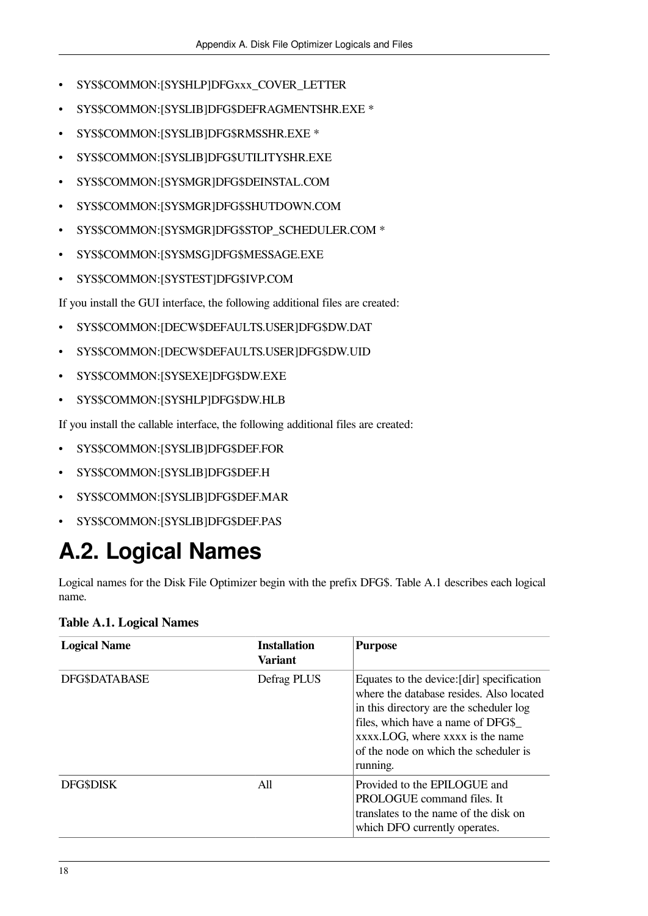- SYS$COMMON:[SYSHLP]DFGxxx_COVER_LETTER
- SYS$COMMON:[SYSLIB]DFG$DEFRAGMENTSHR.EXE *
- SYS$COMMON:[SYSLIB]DFG$RMSSHR.EXE *
- SYS$COMMON:[SYSLIB]DFG$UTILITYSHR.EXE
- SYS$COMMON:[SYSMGR]DFG$DEINSTAL.COM
- SYS$COMMON:[SYSMGR]DFG$SHUTDOWN.COM
- SYS$COMMON:[SYSMGR]DFG$STOP_SCHEDULER.COM *
- SYS$COMMON:[SYSMSG]DFG$MESSAGE.EXE
- SYS$COMMON:[SYSTEST]DFG$IVP.COM

If you install the GUI interface, the following additional files are created:

- SYS$COMMON:[DECW$DEFAULTS.USER]DFG$DW.DAT
- SYS$COMMON:[DECW$DEFAULTS.USER]DFG$DW.UID
- SYS$COMMON:[SYSEXE]DFG$DW.EXE
- SYS$COMMON:[SYSHLP]DFG$DW.HLB

If you install the callable interface, the following additional files are created:

- SYS$COMMON:[SYSLIB]DFG$DEF.FOR
- SYS$COMMON:[SYSLIB]DFG$DEF.H
- SYS$COMMON:[SYSLIB]DFG$DEF.MAR
- SYS$COMMON:[SYSLIB]DFG$DEF.PAS

# A.2. Logical Names

Logical names for the Disk File Optimizer begin with the prefix DFG$. Table A.1 describes each logical name.

**Table A.1. Logical Names**

| Logical Name | Installation Variant | Purpose |
|---|---|---|
| DFG$DATABASE | Defrag PLUS | Equates to the device:[dir] specification where the database resides. Also located in this directory are the scheduler log files, which have a name of DFG$_xxxx.LOG, where xxxx is the name of the node on which the scheduler is running. |
| DFG$DISK | All | Provided to the EPILOGUE and PROLOGUE command files. It translates to the name of the disk on which DFO currently operates. |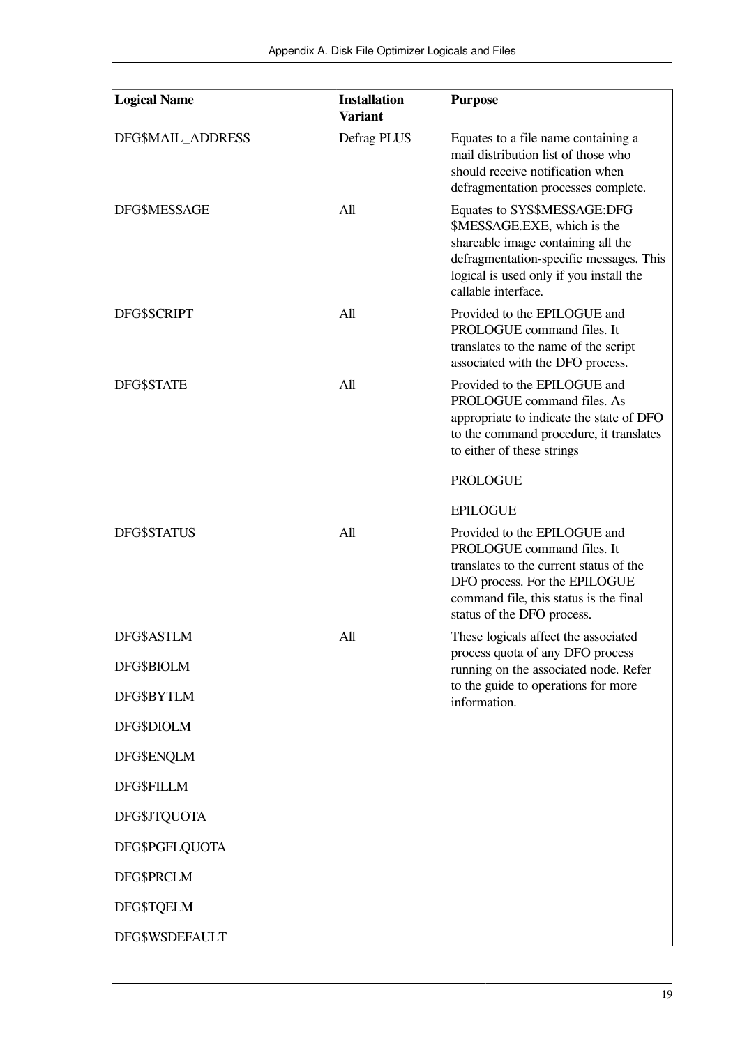| Logical Name | Installation Variant | Purpose |
|---|---|---|
| DFG$MAIL_ADDRESS | Defrag PLUS | Equates to a file name containing a mail distribution list of those who should receive notification when defragmentation processes complete. |
| DFG$MESSAGE | All | Equates to SYS$MESSAGE:DFG $MESSAGE.EXE, which is the shareable image containing all the defragmentation-specific messages. This logical is used only if you install the callable interface. |
| DFG$SCRIPT | All | Provided to the EPILOGUE and PROLOGUE command files. It translates to the name of the script associated with the DFO process. |
| DFG$STATE | All | Provided to the EPILOGUE and PROLOGUE command files. As appropriate to indicate the state of DFO to the command procedure, it translates to either of these strings<br><br>PROLOGUE<br><br>EPILOGUE |
| DFG$STATUS | All | Provided to the EPILOGUE and PROLOGUE command files. It translates to the current status of the DFO process. For the EPILOGUE command file, this status is the final status of the DFO process. |
| DFG$ASTLM<br><br>DFG$BIOLM<br><br>DFG$BYTLM<br><br>DFG$DIOLM<br><br>DFG$ENQLM<br><br>DFG$FILLM<br><br>DFG$JTQUOTA<br><br>DFG$PGFLQUOTA<br><br>DFG$PRCLM<br><br>DFG$TQELM<br><br>DFG$WSDEFAULT | All | These logicals affect the associated process quota of any DFO process running on the associated node. Refer to the guide to operations for more information. |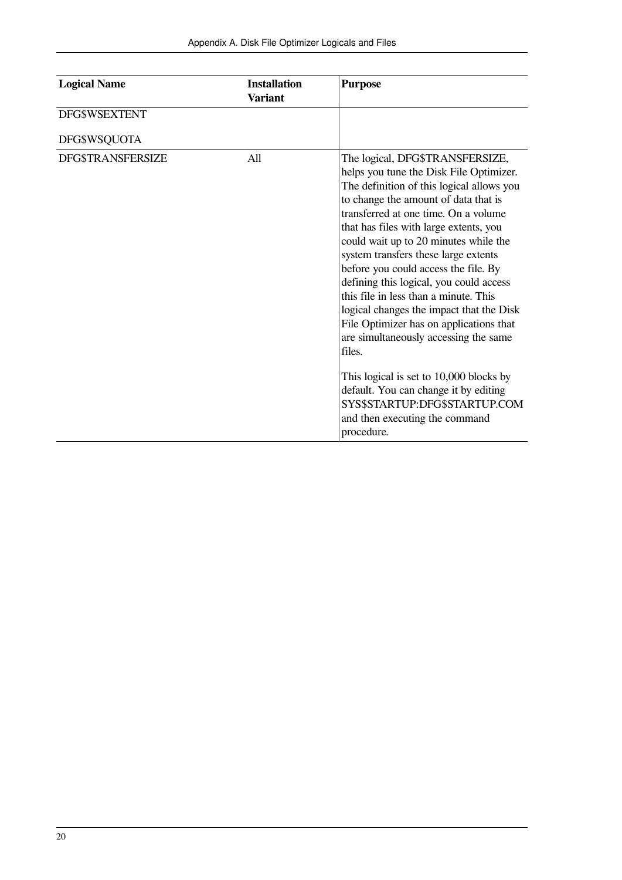| Logical Name | Installation Variant | Purpose |
|---|---|---|
| DFG$WSEXTENT<br><br>DFG$WSQUOTA | | |
| DFG$TRANSFERSIZE | All | The logical, DFG$TRANSFERSIZE, helps you tune the Disk File Optimizer. The definition of this logical allows you to change the amount of data that is transferred at one time. On a volume that has files with large extents, you could wait up to 20 minutes while the system transfers these large extents before you could access the file. By defining this logical, you could access this file in less than a minute. This logical changes the impact that the Disk File Optimizer has on applications that are simultaneously accessing the same files.<br><br>This logical is set to 10,000 blocks by default. You can change it by editing SYS$STARTUP:DFG$STARTUP.COM and then executing the command procedure. |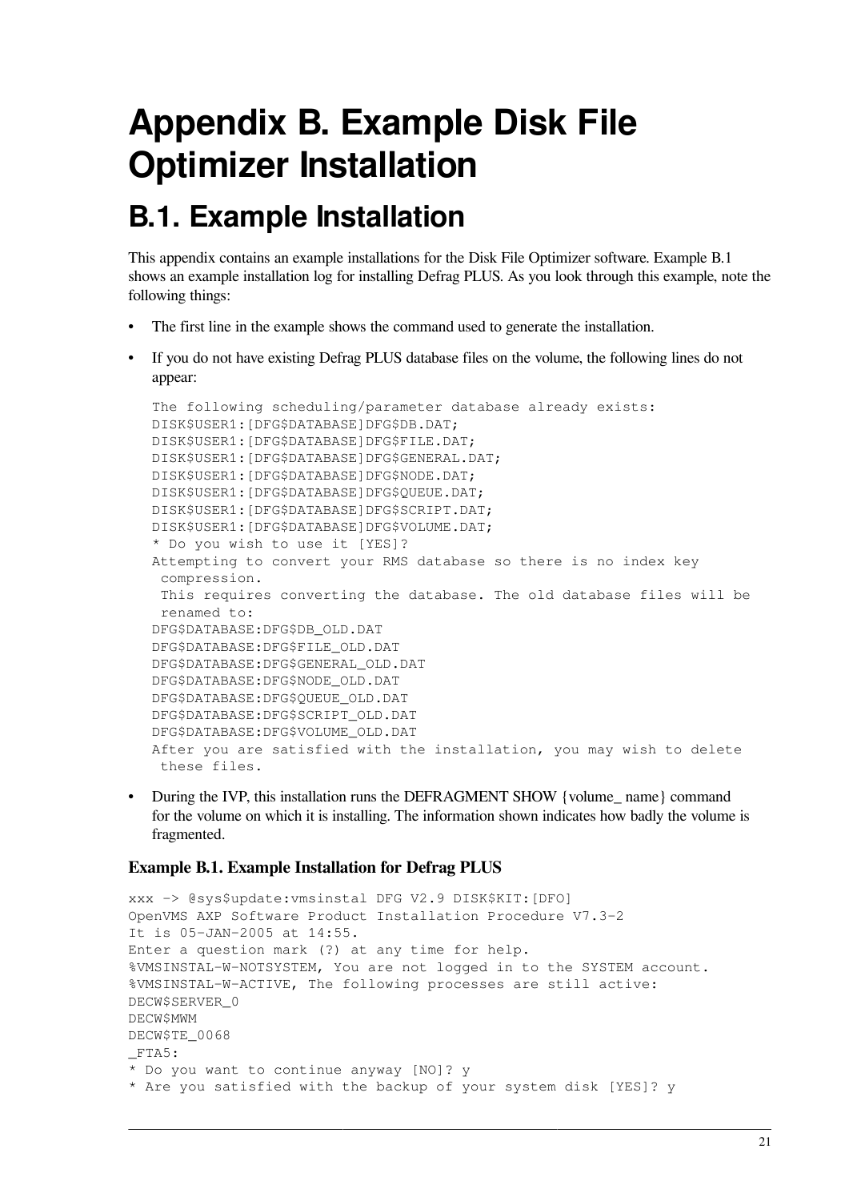# Appendix B. Example Disk File Optimizer Installation

## B.1. Example Installation

This appendix contains an example installations for the Disk File Optimizer software. Example B.1 shows an example installation log for installing Defrag PLUS. As you look through this example, note the following things:

- The first line in the example shows the command used to generate the installation.
- If you do not have existing Defrag PLUS database files on the volume, the following lines do not appear:

  ```
  The following scheduling/parameter database already exists:
  DISK$USER1:[DFG$DATABASE]DFG$DB.DAT;
  DISK$USER1:[DFG$DATABASE]DFG$FILE.DAT;
  DISK$USER1:[DFG$DATABASE]DFG$GENERAL.DAT;
  DISK$USER1:[DFG$DATABASE]DFG$NODE.DAT;
  DISK$USER1:[DFG$DATABASE]DFG$QUEUE.DAT;
  DISK$USER1:[DFG$DATABASE]DFG$SCRIPT.DAT;
  DISK$USER1:[DFG$DATABASE]DFG$VOLUME.DAT;
  * Do you wish to use it [YES]?
  Attempting to convert your RMS database so there is no index key
   compression.
   This requires converting the database. The old database files will be
   renamed to:
  DFG$DATABASE:DFG$DB_OLD.DAT
  DFG$DATABASE:DFG$FILE_OLD.DAT
  DFG$DATABASE:DFG$GENERAL_OLD.DAT
  DFG$DATABASE:DFG$NODE_OLD.DAT
  DFG$DATABASE:DFG$QUEUE_OLD.DAT
  DFG$DATABASE:DFG$SCRIPT_OLD.DAT
  DFG$DATABASE:DFG$VOLUME_OLD.DAT
  After you are satisfied with the installation, you may wish to delete
   these files.
  ```

- During the IVP, this installation runs the DEFRAGMENT SHOW {volume_ name} command for the volume on which it is installing. The information shown indicates how badly the volume is fragmented.

**Example B.1. Example Installation for Defrag PLUS**

```
xxx -> @sys$update:vmsinstal DFG V2.9 DISK$KIT:[DFO]
OpenVMS AXP Software Product Installation Procedure V7.3-2
It is 05-JAN-2005 at 14:55.
Enter a question mark (?) at any time for help.
%VMSINSTAL-W-NOTSYSTEM, You are not logged in to the SYSTEM account.
%VMSINSTAL-W-ACTIVE, The following processes are still active:
DECW$SERVER_0
DECW$MWM
DECW$TE_0068
_FTA5:
* Do you want to continue anyway [NO]? y
* Are you satisfied with the backup of your system disk [YES]? y
```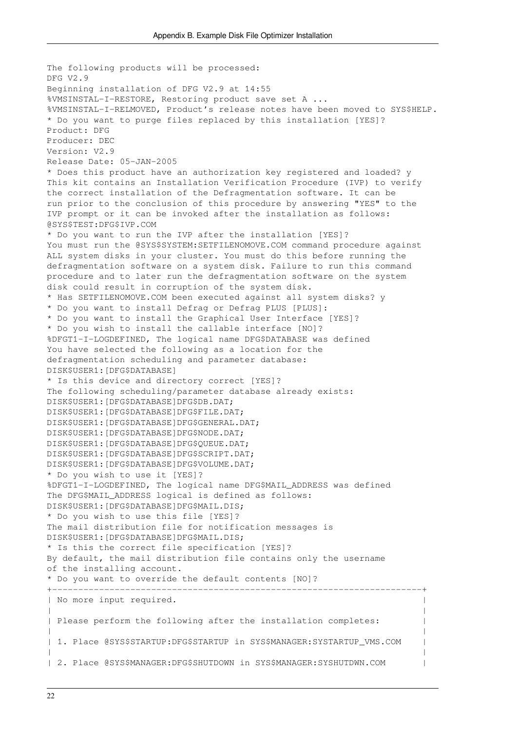```
The following products will be processed:
DFG V2.9
Beginning installation of DFG V2.9 at 14:55
%VMSINSTAL-I-RESTORE, Restoring product save set A ...
%VMSINSTAL-I-RELMOVED, Product's release notes have been moved to SYS$HELP.
* Do you want to purge files replaced by this installation [YES]?
Product: DFG
Producer: DEC
Version: V2.9
Release Date: 05-JAN-2005
* Does this product have an authorization key registered and loaded? y
This kit contains an Installation Verification Procedure (IVP) to verify
the correct installation of the Defragmentation software. It can be
run prior to the conclusion of this procedure by answering "YES" to the
IVP prompt or it can be invoked after the installation as follows:
@SYS$TEST:DFG$IVP.COM
* Do you want to run the IVP after the installation [YES]?
You must run the @SYS$SYSTEM:SETFILENOMOVE.COM command procedure against
ALL system disks in your cluster. You must do this before running the
defragmentation software on a system disk. Failure to run this command
procedure and to later run the defragmentation software on the system
disk could result in corruption of the system disk.
* Has SETFILENOMOVE.COM been executed against all system disks? y
* Do you want to install Defrag or Defrag PLUS [PLUS]:
* Do you want to install the Graphical User Interface [YES]?
* Do you wish to install the callable interface [NO]?
%DFGT1-I-LOGDEFINED, The logical name DFG$DATABASE was defined
You have selected the following as a location for the
defragmentation scheduling and parameter database:
DISK$USER1:[DFG$DATABASE]
* Is this device and directory correct [YES]?
The following scheduling/parameter database already exists:
DISK$USER1:[DFG$DATABASE]DFG$DB.DAT;
DISK$USER1:[DFG$DATABASE]DFG$FILE.DAT;
DISK$USER1:[DFG$DATABASE]DFG$GENERAL.DAT;
DISK$USER1:[DFG$DATABASE]DFG$NODE.DAT;
DISK$USER1:[DFG$DATABASE]DFG$QUEUE.DAT;
DISK$USER1:[DFG$DATABASE]DFG$SCRIPT.DAT;
DISK$USER1:[DFG$DATABASE]DFG$VOLUME.DAT;
* Do you wish to use it [YES]?
%DFGT1-I-LOGDEFINED, The logical name DFG$MAIL_ADDRESS was defined
The DFG$MAIL_ADDRESS logical is defined as follows:
DISK$USER1:[DFG$DATABASE]DFG$MAIL.DIS;
* Do you wish to use this file [YES]?
The mail distribution file for notification messages is
DISK$USER1:[DFG$DATABASE]DFG$MAIL.DIS;
* Is this the correct file specification [YES]?
By default, the mail distribution file contains only the username
of the installing account.
* Do you want to override the default contents [NO]?
+----------------------------------------------------------------------+
| No more input required.                                              |
|                                                                      |
| Please perform the following after the installation completes:      |
|                                                                      |
| 1. Place @SYS$STARTUP:DFG$STARTUP in SYS$MANAGER:SYSTARTUP_VMS.COM   |
|                                                                      |
| 2. Place @SYS$MANAGER:DFG$SHUTDOWN in SYS$MANAGER:SYSHUTDWN.COM      |
```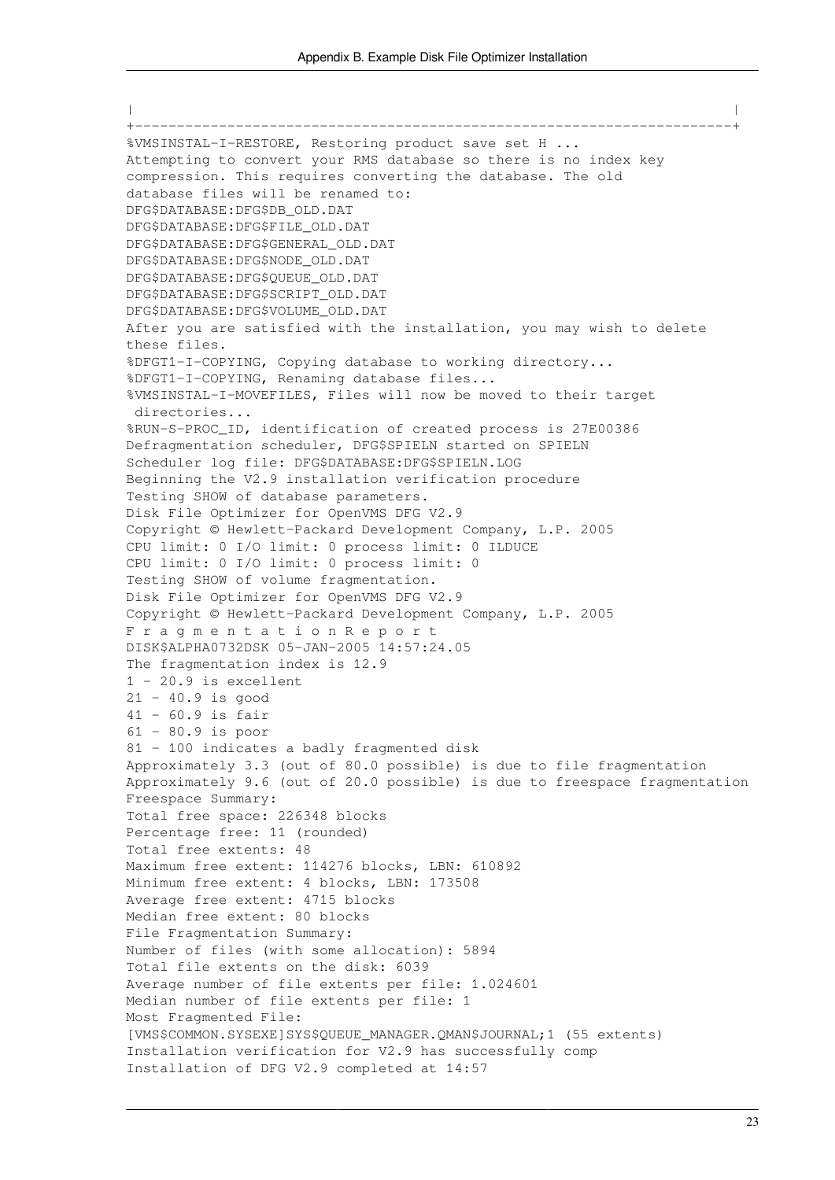```
|                                                                      |
+----------------------------------------------------------------------+
%VMSINSTAL-I-RESTORE, Restoring product save set H ...
Attempting to convert your RMS database so there is no index key
compression. This requires converting the database. The old
database files will be renamed to:
DFG$DATABASE:DFG$DB_OLD.DAT
DFG$DATABASE:DFG$FILE_OLD.DAT
DFG$DATABASE:DFG$GENERAL_OLD.DAT
DFG$DATABASE:DFG$NODE_OLD.DAT
DFG$DATABASE:DFG$QUEUE_OLD.DAT
DFG$DATABASE:DFG$SCRIPT_OLD.DAT
DFG$DATABASE:DFG$VOLUME_OLD.DAT
After you are satisfied with the installation, you may wish to delete
these files.
%DFGT1-I-COPYING, Copying database to working directory...
%DFGT1-I-COPYING, Renaming database files...
%VMSINSTAL-I-MOVEFILES, Files will now be moved to their target
 directories...
%RUN-S-PROC_ID, identification of created process is 27E00386
Defragmentation scheduler, DFG$SPIELN started on SPIELN
Scheduler log file: DFG$DATABASE:DFG$SPIELN.LOG
Beginning the V2.9 installation verification procedure
Testing SHOW of database parameters.
Disk File Optimizer for OpenVMS DFG V2.9
Copyright © Hewlett-Packard Development Company, L.P. 2005
CPU limit: 0 I/O limit: 0 process limit: 0 ILDUCE
CPU limit: 0 I/O limit: 0 process limit: 0
Testing SHOW of volume fragmentation.
Disk File Optimizer for OpenVMS DFG V2.9
Copyright © Hewlett-Packard Development Company, L.P. 2005
F r a g m e n t a t i o n R e p o r t
DISK$ALPHA0732DSK 05-JAN-2005 14:57:24.05
The fragmentation index is 12.9
1 - 20.9 is excellent
21 - 40.9 is good
41 - 60.9 is fair
61 - 80.9 is poor
81 - 100 indicates a badly fragmented disk
Approximately 3.3 (out of 80.0 possible) is due to file fragmentation
Approximately 9.6 (out of 20.0 possible) is due to freespace fragmentation
Freespace Summary:
Total free space: 226348 blocks
Percentage free: 11 (rounded)
Total free extents: 48
Maximum free extent: 114276 blocks, LBN: 610892
Minimum free extent: 4 blocks, LBN: 173508
Average free extent: 4715 blocks
Median free extent: 80 blocks
File Fragmentation Summary:
Number of files (with some allocation): 5894
Total file extents on the disk: 6039
Average number of file extents per file: 1.024601
Median number of file extents per file: 1
Most Fragmented File:
[VMS$COMMON.SYSEXE]SYS$QUEUE_MANAGER.QMAN$JOURNAL;1 (55 extents)
Installation verification for V2.9 has successfully comp
Installation of DFG V2.9 completed at 14:57
```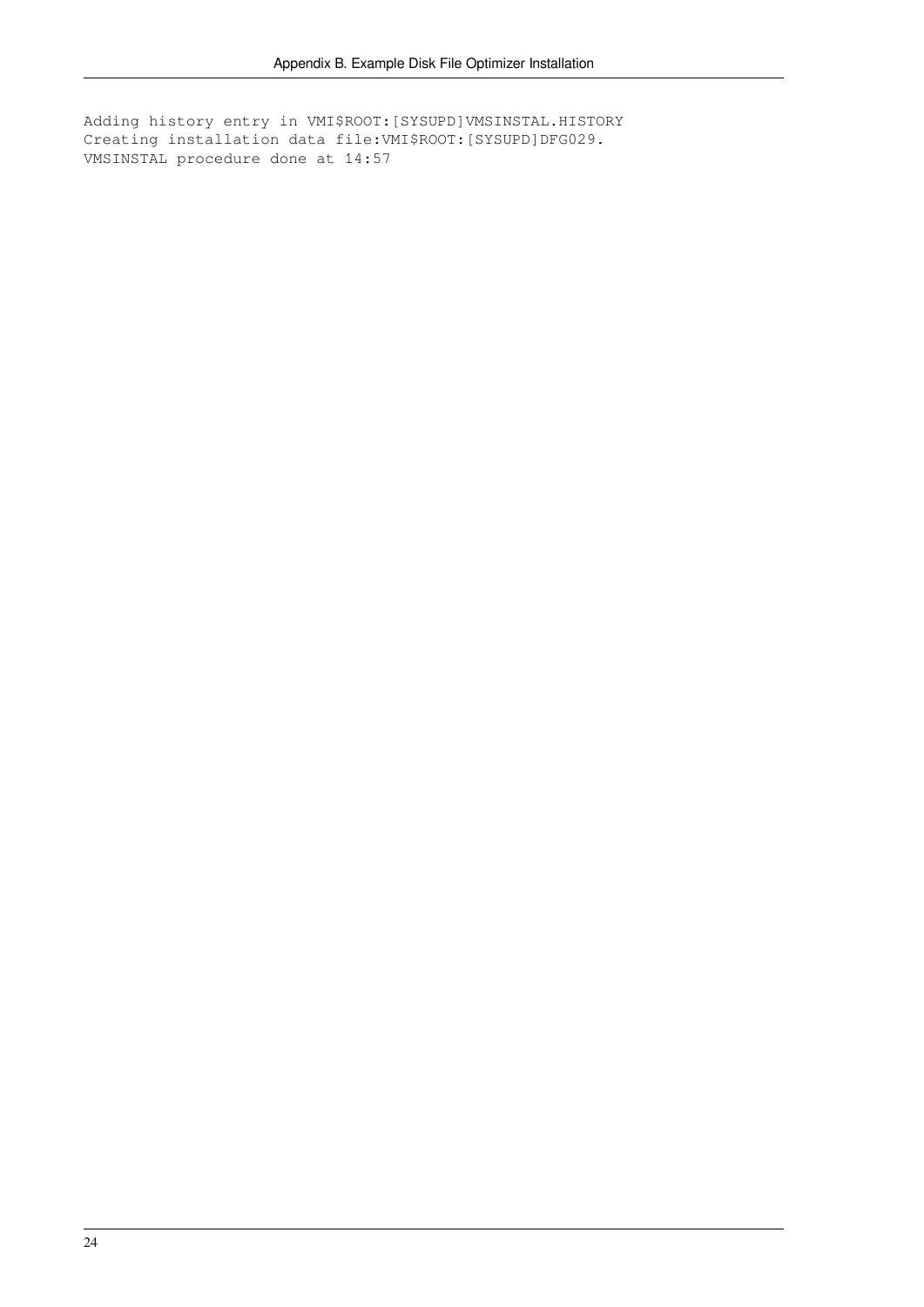```
Adding history entry in VMI$ROOT:[SYSUPD]VMSINSTAL.HISTORY
Creating installation data file:VMI$ROOT:[SYSUPD]DFG029.
VMSINSTAL procedure done at 14:57
```